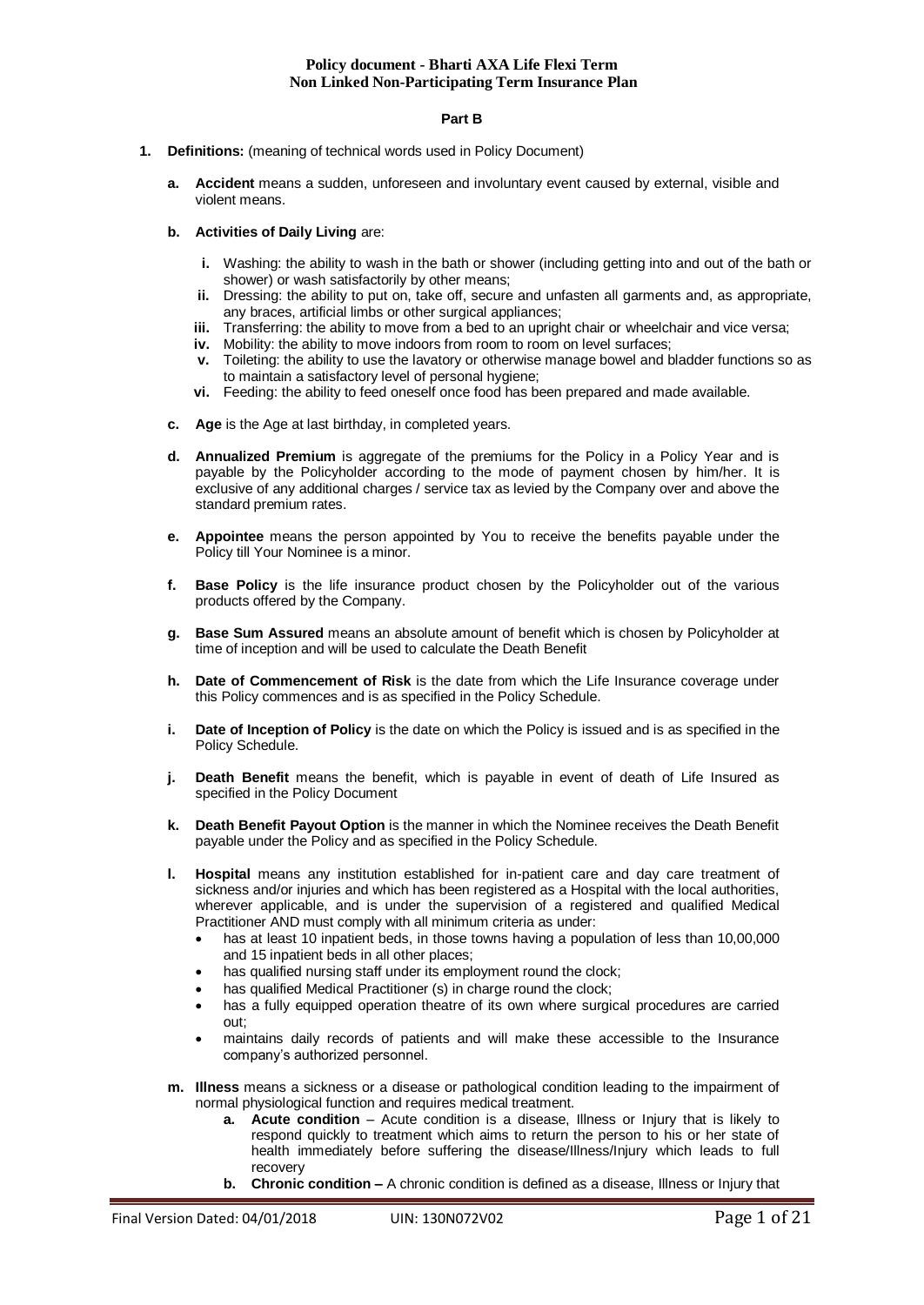**Policy document - Bharti AXA Life Flexi Term**
**Non Linked Non-Participating Term Insurance Plan**

**Part B**

1. **Definitions:** (meaning of technical words used in Policy Document)

   a. **Accident** means a sudden, unforeseen and involuntary event caused by external, visible and violent means.

   b. **Activities of Daily Living** are:

      i. Washing: the ability to wash in the bath or shower (including getting into and out of the bath or shower) or wash satisfactorily by other means;
      ii. Dressing: the ability to put on, take off, secure and unfasten all garments and, as appropriate, any braces, artificial limbs or other surgical appliances;
      iii. Transferring: the ability to move from a bed to an upright chair or wheelchair and vice versa;
      iv. Mobility: the ability to move indoors from room to room on level surfaces;
      v. Toileting: the ability to use the lavatory or otherwise manage bowel and bladder functions so as to maintain a satisfactory level of personal hygiene;
      vi. Feeding: the ability to feed oneself once food has been prepared and made available.

   c. **Age** is the Age at last birthday, in completed years.

   d. **Annualized Premium** is aggregate of the premiums for the Policy in a Policy Year and is payable by the Policyholder according to the mode of payment chosen by him/her. It is exclusive of any additional charges / service tax as levied by the Company over and above the standard premium rates.

   e. **Appointee** means the person appointed by You to receive the benefits payable under the Policy till Your Nominee is a minor.

   f. **Base Policy** is the life insurance product chosen by the Policyholder out of the various products offered by the Company.

   g. **Base Sum Assured** means an absolute amount of benefit which is chosen by Policyholder at time of inception and will be used to calculate the Death Benefit

   h. **Date of Commencement of Risk** is the date from which the Life Insurance coverage under this Policy commences and is as specified in the Policy Schedule.

   i. **Date of Inception of Policy** is the date on which the Policy is issued and is as specified in the Policy Schedule.

   j. **Death Benefit** means the benefit, which is payable in event of death of Life Insured as specified in the Policy Document

   k. **Death Benefit Payout Option** is the manner in which the Nominee receives the Death Benefit payable under the Policy and as specified in the Policy Schedule.

   l. **Hospital** means any institution established for in-patient care and day care treatment of sickness and/or injuries and which has been registered as a Hospital with the local authorities, wherever applicable, and is under the supervision of a registered and qualified Medical Practitioner AND must comply with all minimum criteria as under:
      - has at least 10 inpatient beds, in those towns having a population of less than 10,00,000 and 15 inpatient beds in all other places;
      - has qualified nursing staff under its employment round the clock;
      - has qualified Medical Practitioner (s) in charge round the clock;
      - has a fully equipped operation theatre of its own where surgical procedures are carried out;
      - maintains daily records of patients and will make these accessible to the Insurance company's authorized personnel.

   m. **Illness** means a sickness or a disease or pathological condition leading to the impairment of normal physiological function and requires medical treatment.
      a. **Acute condition** – Acute condition is a disease, Illness or Injury that is likely to respond quickly to treatment which aims to return the person to his or her state of health immediately before suffering the disease/Illness/Injury which leads to full recovery
      b. **Chronic condition –** A chronic condition is defined as a disease, Illness or Injury that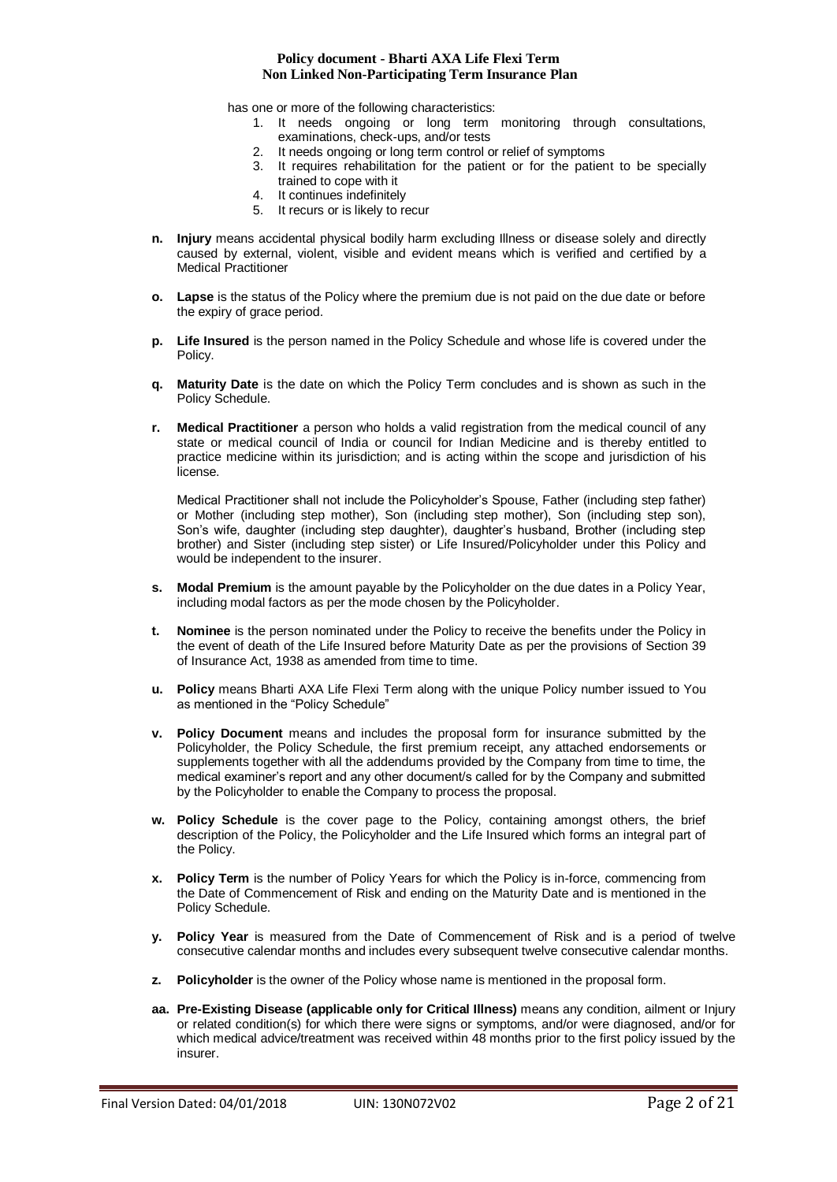has one or more of the following characteristics:

1. It needs ongoing or long term monitoring through consultations, examinations, check-ups, and/or tests
2. It needs ongoing or long term control or relief of symptoms
3. It requires rehabilitation for the patient or for the patient to be specially trained to cope with it
4. It continues indefinitely
5. It recurs or is likely to recur

**n. Injury** means accidental physical bodily harm excluding Illness or disease solely and directly caused by external, violent, visible and evident means which is verified and certified by a Medical Practitioner

**o. Lapse** is the status of the Policy where the premium due is not paid on the due date or before the expiry of grace period.

**p. Life Insured** is the person named in the Policy Schedule and whose life is covered under the Policy.

**q. Maturity Date** is the date on which the Policy Term concludes and is shown as such in the Policy Schedule.

**r. Medical Practitioner** a person who holds a valid registration from the medical council of any state or medical council of India or council for Indian Medicine and is thereby entitled to practice medicine within its jurisdiction; and is acting within the scope and jurisdiction of his license.

Medical Practitioner shall not include the Policyholder's Spouse, Father (including step father) or Mother (including step mother), Son (including step mother), Son (including step son), Son's wife, daughter (including step daughter), daughter's husband, Brother (including step brother) and Sister (including step sister) or Life Insured/Policyholder under this Policy and would be independent to the insurer.

**s. Modal Premium** is the amount payable by the Policyholder on the due dates in a Policy Year, including modal factors as per the mode chosen by the Policyholder.

**t. Nominee** is the person nominated under the Policy to receive the benefits under the Policy in the event of death of the Life Insured before Maturity Date as per the provisions of Section 39 of Insurance Act, 1938 as amended from time to time.

**u. Policy** means Bharti AXA Life Flexi Term along with the unique Policy number issued to You as mentioned in the "Policy Schedule"

**v. Policy Document** means and includes the proposal form for insurance submitted by the Policyholder, the Policy Schedule, the first premium receipt, any attached endorsements or supplements together with all the addendums provided by the Company from time to time, the medical examiner's report and any other document/s called for by the Company and submitted by the Policyholder to enable the Company to process the proposal.

**w. Policy Schedule** is the cover page to the Policy, containing amongst others, the brief description of the Policy, the Policyholder and the Life Insured which forms an integral part of the Policy.

**x. Policy Term** is the number of Policy Years for which the Policy is in-force, commencing from the Date of Commencement of Risk and ending on the Maturity Date and is mentioned in the Policy Schedule.

**y. Policy Year** is measured from the Date of Commencement of Risk and is a period of twelve consecutive calendar months and includes every subsequent twelve consecutive calendar months.

**z. Policyholder** is the owner of the Policy whose name is mentioned in the proposal form.

**aa. Pre-Existing Disease (applicable only for Critical Illness)** means any condition, ailment or Injury or related condition(s) for which there were signs or symptoms, and/or were diagnosed, and/or for which medical advice/treatment was received within 48 months prior to the first policy issued by the insurer.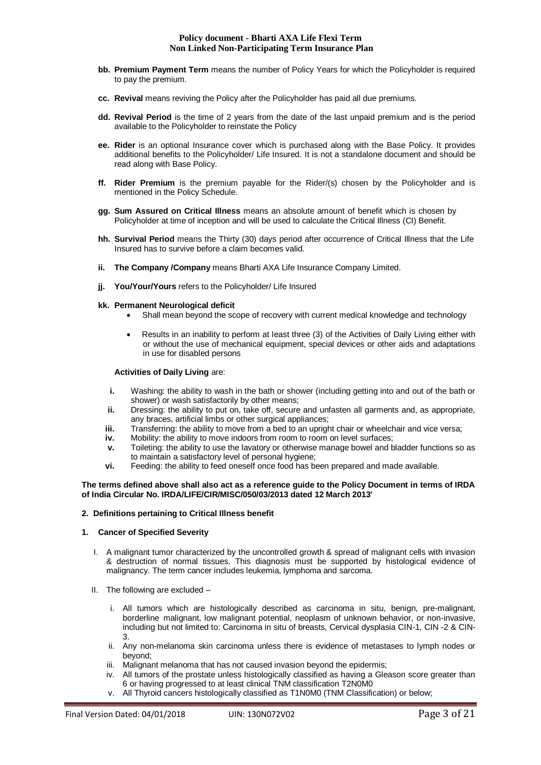- **bb. Premium Payment Term** means the number of Policy Years for which the Policyholder is required to pay the premium.
- **cc. Revival** means reviving the Policy after the Policyholder has paid all due premiums.
- **dd. Revival Period** is the time of 2 years from the date of the last unpaid premium and is the period available to the Policyholder to reinstate the Policy
- **ee. Rider** is an optional Insurance cover which is purchased along with the Base Policy. It provides additional benefits to the Policyholder/ Life Insured. It is not a standalone document and should be read along with Base Policy.
- **ff. Rider Premium** is the premium payable for the Rider/(s) chosen by the Policyholder and is mentioned in the Policy Schedule.
- **gg. Sum Assured on Critical Illness** means an absolute amount of benefit which is chosen by Policyholder at time of inception and will be used to calculate the Critical Illness (CI) Benefit.
- **hh. Survival Period** means the Thirty (30) days period after occurrence of Critical Illness that the Life Insured has to survive before a claim becomes valid.
- **ii. The Company /Company** means Bharti AXA Life Insurance Company Limited.
- **jj. You/Your/Yours** refers to the Policyholder/ Life Insured
- **kk. Permanent Neurological deficit**
  - Shall mean beyond the scope of recovery with current medical knowledge and technology
  - Results in an inability to perform at least three (3) of the Activities of Daily Living either with or without the use of mechanical equipment, special devices or other aids and adaptations in use for disabled persons

  **Activities of Daily Living** are:

  - **i.** Washing: the ability to wash in the bath or shower (including getting into and out of the bath or shower) or wash satisfactorily by other means;
  - **ii.** Dressing: the ability to put on, take off, secure and unfasten all garments and, as appropriate, any braces, artificial limbs or other surgical appliances;
  - **iii.** Transferring: the ability to move from a bed to an upright chair or wheelchair and vice versa;
  - **iv.** Mobility: the ability to move indoors from room to room on level surfaces;
  - **v.** Toileting: the ability to use the lavatory or otherwise manage bowel and bladder functions so as to maintain a satisfactory level of personal hygiene;
  - **vi.** Feeding: the ability to feed oneself once food has been prepared and made available.

**The terms defined above shall also act as a reference guide to the Policy Document in terms of IRDA of India Circular No. IRDA/LIFE/CIR/MISC/050/03/2013 dated 12 March 2013'**

**2. Definitions pertaining to Critical Illness benefit**

**1. Cancer of Specified Severity**

I. A malignant tumor characterized by the uncontrolled growth & spread of malignant cells with invasion & destruction of normal tissues. This diagnosis must be supported by histological evidence of malignancy. The term cancer includes leukemia, lymphoma and sarcoma.

II. The following are excluded –

  i. All tumors which are histologically described as carcinoma in situ, benign, pre-malignant, borderline malignant, low malignant potential, neoplasm of unknown behavior, or non-invasive, including but not limited to: Carcinoma in situ of breasts, Cervical dysplasia CIN-1, CIN -2 & CIN-3.
  ii. Any non-melanoma skin carcinoma unless there is evidence of metastases to lymph nodes or beyond;
  iii. Malignant melanoma that has not caused invasion beyond the epidermis;
  iv. All tumors of the prostate unless histologically classified as having a Gleason score greater than 6 or having progressed to at least clinical TNM classification T2N0M0
  v. All Thyroid cancers histologically classified as T1N0M0 (TNM Classification) or below;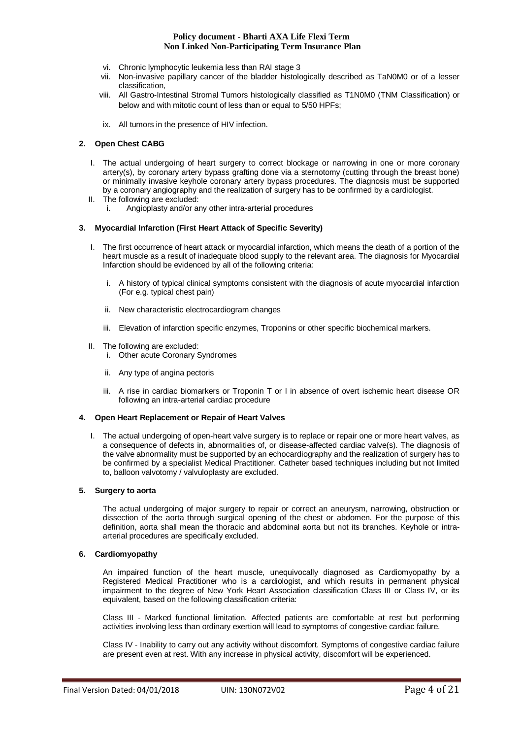vi. Chronic lymphocytic leukemia less than RAI stage 3

vii. Non-invasive papillary cancer of the bladder histologically described as TaN0M0 or of a lesser classification,

viii. All Gastro-Intestinal Stromal Tumors histologically classified as T1N0M0 (TNM Classification) or below and with mitotic count of less than or equal to 5/50 HPFs;

ix. All tumors in the presence of HIV infection.

**2. Open Chest CABG**

I. The actual undergoing of heart surgery to correct blockage or narrowing in one or more coronary artery(s), by coronary artery bypass grafting done via a sternotomy (cutting through the breast bone) or minimally invasive keyhole coronary artery bypass procedures. The diagnosis must be supported by a coronary angiography and the realization of surgery has to be confirmed by a cardiologist.

II. The following are excluded:
   i. Angioplasty and/or any other intra-arterial procedures

**3. Myocardial Infarction (First Heart Attack of Specific Severity)**

I. The first occurrence of heart attack or myocardial infarction, which means the death of a portion of the heart muscle as a result of inadequate blood supply to the relevant area. The diagnosis for Myocardial Infarction should be evidenced by all of the following criteria:

   i. A history of typical clinical symptoms consistent with the diagnosis of acute myocardial infarction (For e.g. typical chest pain)

   ii. New characteristic electrocardiogram changes

   iii. Elevation of infarction specific enzymes, Troponins or other specific biochemical markers.

II. The following are excluded:
   i. Other acute Coronary Syndromes

   ii. Any type of angina pectoris

   iii. A rise in cardiac biomarkers or Troponin T or I in absence of overt ischemic heart disease OR following an intra-arterial cardiac procedure

**4. Open Heart Replacement or Repair of Heart Valves**

I. The actual undergoing of open-heart valve surgery is to replace or repair one or more heart valves, as a consequence of defects in, abnormalities of, or disease-affected cardiac valve(s). The diagnosis of the valve abnormality must be supported by an echocardiography and the realization of surgery has to be confirmed by a specialist Medical Practitioner. Catheter based techniques including but not limited to, balloon valvotomy / valvuloplasty are excluded.

**5. Surgery to aorta**

The actual undergoing of major surgery to repair or correct an aneurysm, narrowing, obstruction or dissection of the aorta through surgical opening of the chest or abdomen. For the purpose of this definition, aorta shall mean the thoracic and abdominal aorta but not its branches. Keyhole or intra-arterial procedures are specifically excluded.

**6. Cardiomyopathy**

An impaired function of the heart muscle, unequivocally diagnosed as Cardiomyopathy by a Registered Medical Practitioner who is a cardiologist, and which results in permanent physical impairment to the degree of New York Heart Association classification Class III or Class IV, or its equivalent, based on the following classification criteria:

Class III - Marked functional limitation. Affected patients are comfortable at rest but performing activities involving less than ordinary exertion will lead to symptoms of congestive cardiac failure.

Class IV - Inability to carry out any activity without discomfort. Symptoms of congestive cardiac failure are present even at rest. With any increase in physical activity, discomfort will be experienced.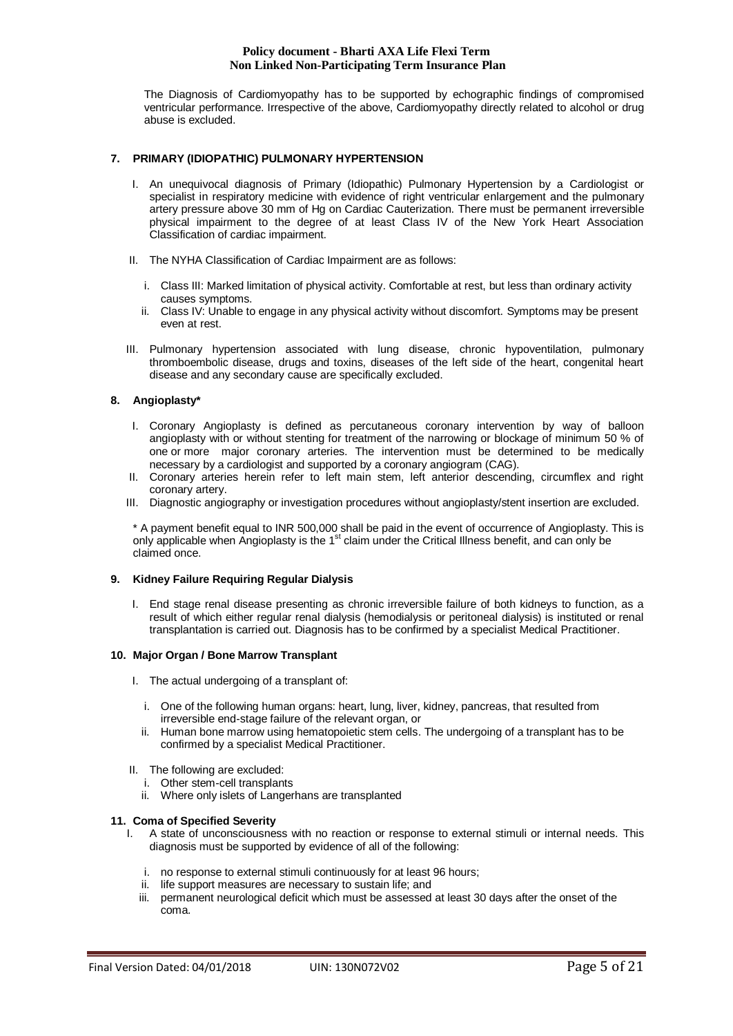The Diagnosis of Cardiomyopathy has to be supported by echographic findings of compromised ventricular performance. Irrespective of the above, Cardiomyopathy directly related to alcohol or drug abuse is excluded.

### 7. PRIMARY (IDIOPATHIC) PULMONARY HYPERTENSION

I. An unequivocal diagnosis of Primary (Idiopathic) Pulmonary Hypertension by a Cardiologist or specialist in respiratory medicine with evidence of right ventricular enlargement and the pulmonary artery pressure above 30 mm of Hg on Cardiac Cauterization. There must be permanent irreversible physical impairment to the degree of at least Class IV of the New York Heart Association Classification of cardiac impairment.

II. The NYHA Classification of Cardiac Impairment are as follows:

   i. Class III: Marked limitation of physical activity. Comfortable at rest, but less than ordinary activity causes symptoms.
   ii. Class IV: Unable to engage in any physical activity without discomfort. Symptoms may be present even at rest.

III. Pulmonary hypertension associated with lung disease, chronic hypoventilation, pulmonary thromboembolic disease, drugs and toxins, diseases of the left side of the heart, congenital heart disease and any secondary cause are specifically excluded.

### 8. Angioplasty*

I. Coronary Angioplasty is defined as percutaneous coronary intervention by way of balloon angioplasty with or without stenting for treatment of the narrowing or blockage of minimum 50 % of one or more major coronary arteries. The intervention must be determined to be medically necessary by a cardiologist and supported by a coronary angiogram (CAG).
II. Coronary arteries herein refer to left main stem, left anterior descending, circumflex and right coronary artery.
III. Diagnostic angiography or investigation procedures without angioplasty/stent insertion are excluded.

* A payment benefit equal to INR 500,000 shall be paid in the event of occurrence of Angioplasty. This is only applicable when Angioplasty is the 1st claim under the Critical Illness benefit, and can only be claimed once.

### 9. Kidney Failure Requiring Regular Dialysis

I. End stage renal disease presenting as chronic irreversible failure of both kidneys to function, as a result of which either regular renal dialysis (hemodialysis or peritoneal dialysis) is instituted or renal transplantation is carried out. Diagnosis has to be confirmed by a specialist Medical Practitioner.

### 10. Major Organ / Bone Marrow Transplant

I. The actual undergoing of a transplant of:

   i. One of the following human organs: heart, lung, liver, kidney, pancreas, that resulted from irreversible end-stage failure of the relevant organ, or
   ii. Human bone marrow using hematopoietic stem cells. The undergoing of a transplant has to be confirmed by a specialist Medical Practitioner.

II. The following are excluded:
   i. Other stem-cell transplants
   ii. Where only islets of Langerhans are transplanted

### 11. Coma of Specified Severity

I. A state of unconsciousness with no reaction or response to external stimuli or internal needs. This diagnosis must be supported by evidence of all of the following:

   i. no response to external stimuli continuously for at least 96 hours;
   ii. life support measures are necessary to sustain life; and
   iii. permanent neurological deficit which must be assessed at least 30 days after the onset of the coma.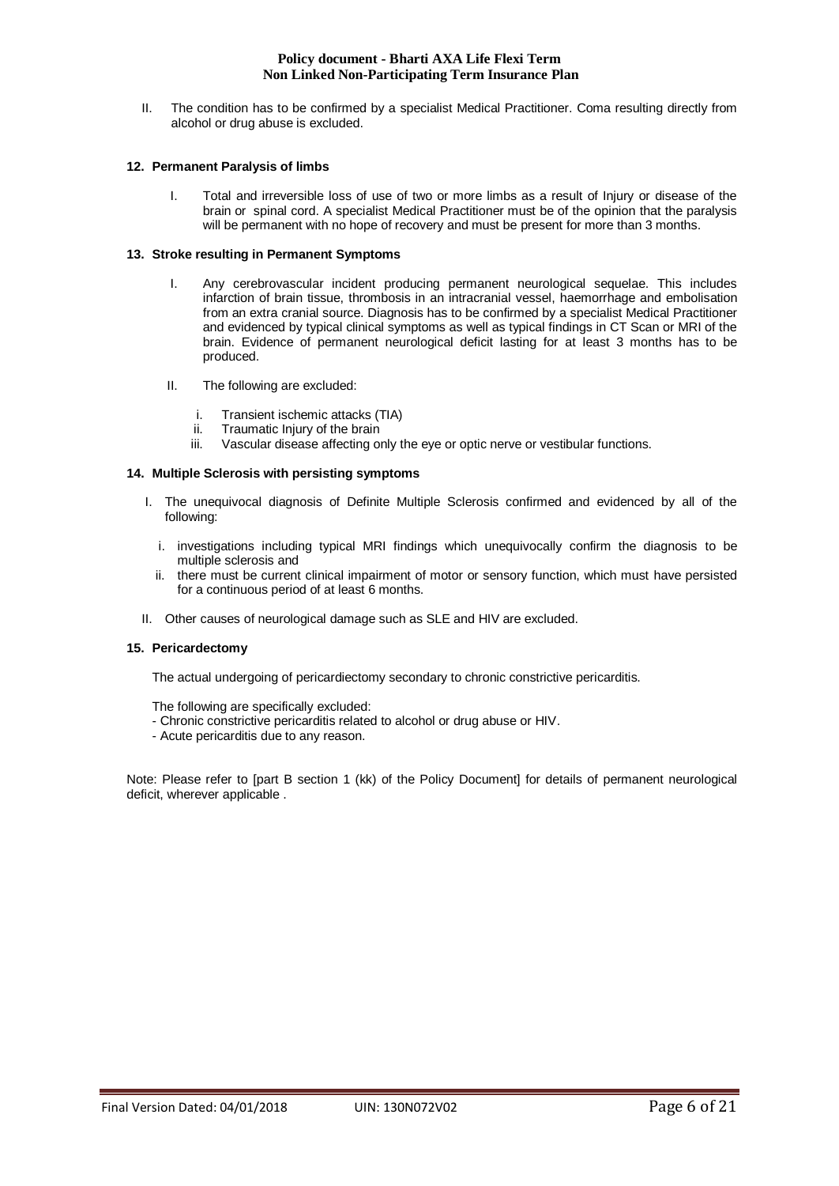II. The condition has to be confirmed by a specialist Medical Practitioner. Coma resulting directly from alcohol or drug abuse is excluded.

**12. Permanent Paralysis of limbs**

I. Total and irreversible loss of use of two or more limbs as a result of Injury or disease of the brain or spinal cord. A specialist Medical Practitioner must be of the opinion that the paralysis will be permanent with no hope of recovery and must be present for more than 3 months.

**13. Stroke resulting in Permanent Symptoms**

I. Any cerebrovascular incident producing permanent neurological sequelae. This includes infarction of brain tissue, thrombosis in an intracranial vessel, haemorrhage and embolisation from an extra cranial source. Diagnosis has to be confirmed by a specialist Medical Practitioner and evidenced by typical clinical symptoms as well as typical findings in CT Scan or MRI of the brain. Evidence of permanent neurological deficit lasting for at least 3 months has to be produced.

II. The following are excluded:

i. Transient ischemic attacks (TIA)
ii. Traumatic Injury of the brain
iii. Vascular disease affecting only the eye or optic nerve or vestibular functions.

**14. Multiple Sclerosis with persisting symptoms**

I. The unequivocal diagnosis of Definite Multiple Sclerosis confirmed and evidenced by all of the following:

i. investigations including typical MRI findings which unequivocally confirm the diagnosis to be multiple sclerosis and
ii. there must be current clinical impairment of motor or sensory function, which must have persisted for a continuous period of at least 6 months.

II. Other causes of neurological damage such as SLE and HIV are excluded.

**15. Pericardectomy**

The actual undergoing of pericardiectomy secondary to chronic constrictive pericarditis.

The following are specifically excluded:
- Chronic constrictive pericarditis related to alcohol or drug abuse or HIV.
- Acute pericarditis due to any reason.

Note: Please refer to [part B section 1 (kk) of the Policy Document] for details of permanent neurological deficit, wherever applicable .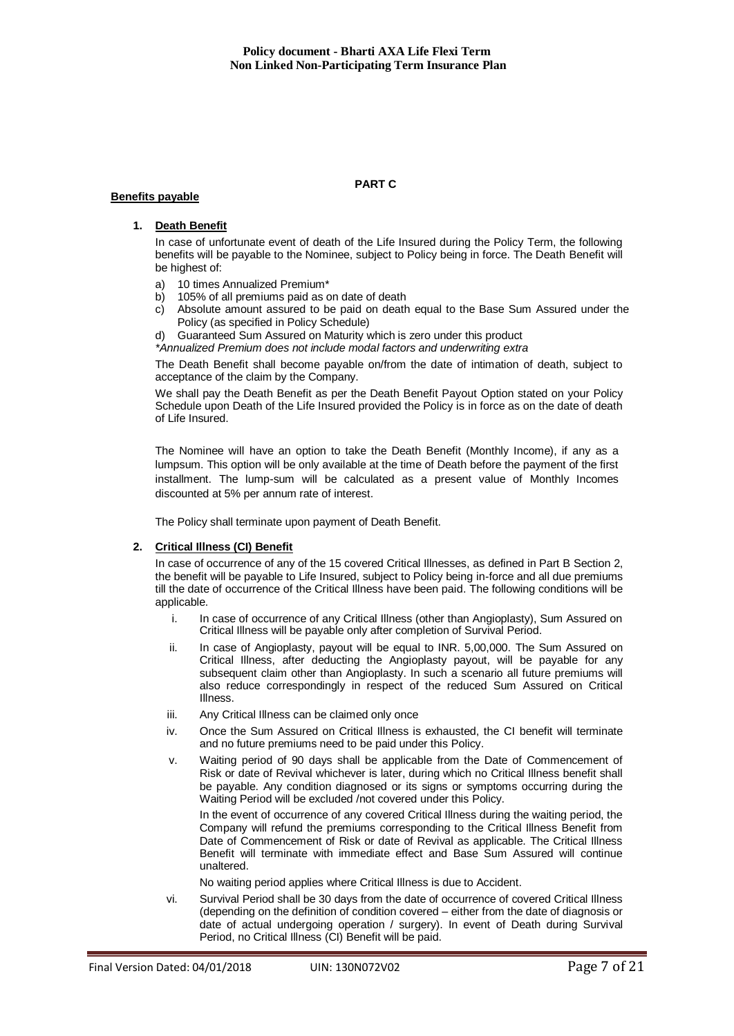**Policy document - Bharti AXA Life Flexi Term**
**Non Linked Non-Participating Term Insurance Plan**

## PART C

**Benefits payable**

1. **Death Benefit**

   In case of unfortunate event of death of the Life Insured during the Policy Term, the following benefits will be payable to the Nominee, subject to Policy being in force. The Death Benefit will be highest of:

   a) 10 times Annualized Premium*
   b) 105% of all premiums paid as on date of death
   c) Absolute amount assured to be paid on death equal to the Base Sum Assured under the Policy (as specified in Policy Schedule)
   d) Guaranteed Sum Assured on Maturity which is zero under this product

   **Annualized Premium does not include modal factors and underwriting extra*

   The Death Benefit shall become payable on/from the date of intimation of death, subject to acceptance of the claim by the Company.

   We shall pay the Death Benefit as per the Death Benefit Payout Option stated on your Policy Schedule upon Death of the Life Insured provided the Policy is in force as on the date of death of Life Insured.

   The Nominee will have an option to take the Death Benefit (Monthly Income), if any as a lumpsum. This option will be only available at the time of Death before the payment of the first installment. The lump-sum will be calculated as a present value of Monthly Incomes discounted at 5% per annum rate of interest.

   The Policy shall terminate upon payment of Death Benefit.

2. **Critical Illness (CI) Benefit**

   In case of occurrence of any of the 15 covered Critical Illnesses, as defined in Part B Section 2, the benefit will be payable to Life Insured, subject to Policy being in-force and all due premiums till the date of occurrence of the Critical Illness have been paid. The following conditions will be applicable.

   i. In case of occurrence of any Critical Illness (other than Angioplasty), Sum Assured on Critical Illness will be payable only after completion of Survival Period.

   ii. In case of Angioplasty, payout will be equal to INR. 5,00,000. The Sum Assured on Critical Illness, after deducting the Angioplasty payout, will be payable for any subsequent claim other than Angioplasty. In such a scenario all future premiums will also reduce correspondingly in respect of the reduced Sum Assured on Critical Illness.

   iii. Any Critical Illness can be claimed only once

   iv. Once the Sum Assured on Critical Illness is exhausted, the CI benefit will terminate and no future premiums need to be paid under this Policy.

   v. Waiting period of 90 days shall be applicable from the Date of Commencement of Risk or date of Revival whichever is later, during which no Critical Illness benefit shall be payable. Any condition diagnosed or its signs or symptoms occurring during the Waiting Period will be excluded /not covered under this Policy.

      In the event of occurrence of any covered Critical Illness during the waiting period, the Company will refund the premiums corresponding to the Critical Illness Benefit from Date of Commencement of Risk or date of Revival as applicable. The Critical Illness Benefit will terminate with immediate effect and Base Sum Assured will continue unaltered.

      No waiting period applies where Critical Illness is due to Accident.

   vi. Survival Period shall be 30 days from the date of occurrence of covered Critical Illness (depending on the definition of condition covered – either from the date of diagnosis or date of actual undergoing operation / surgery). In event of Death during Survival Period, no Critical Illness (CI) Benefit will be paid.

Final Version Dated: 04/01/2018 UIN: 130N072V02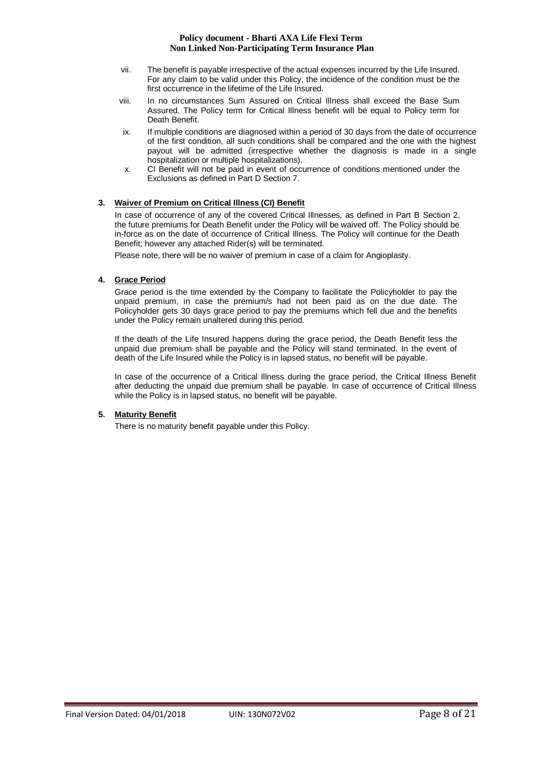vii. The benefit is payable irrespective of the actual expenses incurred by the Life Insured. For any claim to be valid under this Policy, the incidence of the condition must be the first occurrence in the lifetime of the Life Insured.

viii. In no circumstances Sum Assured on Critical Illness shall exceed the Base Sum Assured. The Policy term for Critical Illness benefit will be equal to Policy term for Death Benefit.

ix. If multiple conditions are diagnosed within a period of 30 days from the date of occurrence of the first condition, all such conditions shall be compared and the one with the highest payout will be admitted (irrespective whether the diagnosis is made in a single hospitalization or multiple hospitalizations).

x. CI Benefit will not be paid in event of occurrence of conditions mentioned under the Exclusions as defined in Part D Section 7.

### 3. Waiver of Premium on Critical Illness (CI) Benefit

In case of occurrence of any of the covered Critical Illnesses, as defined in Part B Section 2, the future premiums for Death Benefit under the Policy will be waived off. The Policy should be in-force as on the date of occurrence of Critical Illness. The Policy will continue for the Death Benefit; however any attached Rider(s) will be terminated.

Please note, there will be no waiver of premium in case of a claim for Angioplasty.

### 4. Grace Period

Grace period is the time extended by the Company to facilitate the Policyholder to pay the unpaid premium, in case the premium/s had not been paid as on the due date. The Policyholder gets 30 days grace period to pay the premiums which fell due and the benefits under the Policy remain unaltered during this period.

If the death of the Life Insured happens during the grace period, the Death Benefit less the unpaid due premium shall be payable and the Policy will stand terminated. In the event of death of the Life Insured while the Policy is in lapsed status, no benefit will be payable.

In case of the occurrence of a Critical Illness during the grace period, the Critical Illness Benefit after deducting the unpaid due premium shall be payable. In case of occurrence of Critical Illness while the Policy is in lapsed status, no benefit will be payable.

### 5. Maturity Benefit

There is no maturity benefit payable under this Policy.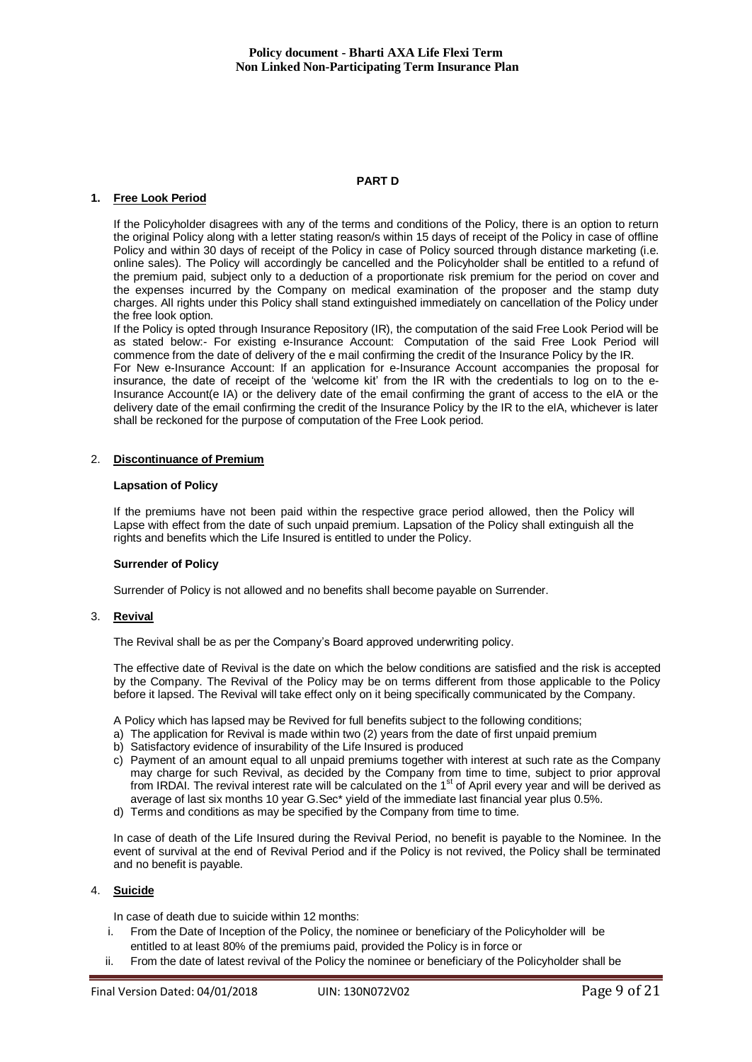## PART D

### 1. Free Look Period

If the Policyholder disagrees with any of the terms and conditions of the Policy, there is an option to return the original Policy along with a letter stating reason/s within 15 days of receipt of the Policy in case of offline Policy and within 30 days of receipt of the Policy in case of Policy sourced through distance marketing (i.e. online sales). The Policy will accordingly be cancelled and the Policyholder shall be entitled to a refund of the premium paid, subject only to a deduction of a proportionate risk premium for the period on cover and the expenses incurred by the Company on medical examination of the proposer and the stamp duty charges. All rights under this Policy shall stand extinguished immediately on cancellation of the Policy under the free look option.

If the Policy is opted through Insurance Repository (IR), the computation of the said Free Look Period will be as stated below:- For existing e-Insurance Account: Computation of the said Free Look Period will commence from the date of delivery of the e mail confirming the credit of the Insurance Policy by the IR.

For New e-Insurance Account: If an application for e-Insurance Account accompanies the proposal for insurance, the date of receipt of the 'welcome kit' from the IR with the credentials to log on to the e-Insurance Account(e IA) or the delivery date of the email confirming the grant of access to the eIA or the delivery date of the email confirming the credit of the Insurance Policy by the IR to the eIA, whichever is later shall be reckoned for the purpose of computation of the Free Look period.

### 2. Discontinuance of Premium

**Lapsation of Policy**

If the premiums have not been paid within the respective grace period allowed, then the Policy will Lapse with effect from the date of such unpaid premium. Lapsation of the Policy shall extinguish all the rights and benefits which the Life Insured is entitled to under the Policy.

**Surrender of Policy**

Surrender of Policy is not allowed and no benefits shall become payable on Surrender.

### 3. Revival

The Revival shall be as per the Company's Board approved underwriting policy.

The effective date of Revival is the date on which the below conditions are satisfied and the risk is accepted by the Company. The Revival of the Policy may be on terms different from those applicable to the Policy before it lapsed. The Revival will take effect only on it being specifically communicated by the Company.

A Policy which has lapsed may be Revived for full benefits subject to the following conditions;

a) The application for Revival is made within two (2) years from the date of first unpaid premium
b) Satisfactory evidence of insurability of the Life Insured is produced
c) Payment of an amount equal to all unpaid premiums together with interest at such rate as the Company may charge for such Revival, as decided by the Company from time to time, subject to prior approval from IRDAI. The revival interest rate will be calculated on the 1st of April every year and will be derived as average of last six months 10 year G.Sec* yield of the immediate last financial year plus 0.5%.
d) Terms and conditions as may be specified by the Company from time to time.

In case of death of the Life Insured during the Revival Period, no benefit is payable to the Nominee. In the event of survival at the end of Revival Period and if the Policy is not revived, the Policy shall be terminated and no benefit is payable.

### 4. Suicide

In case of death due to suicide within 12 months:

i. From the Date of Inception of the Policy, the nominee or beneficiary of the Policyholder will be entitled to at least 80% of the premiums paid, provided the Policy is in force or
ii. From the date of latest revival of the Policy the nominee or beneficiary of the Policyholder shall be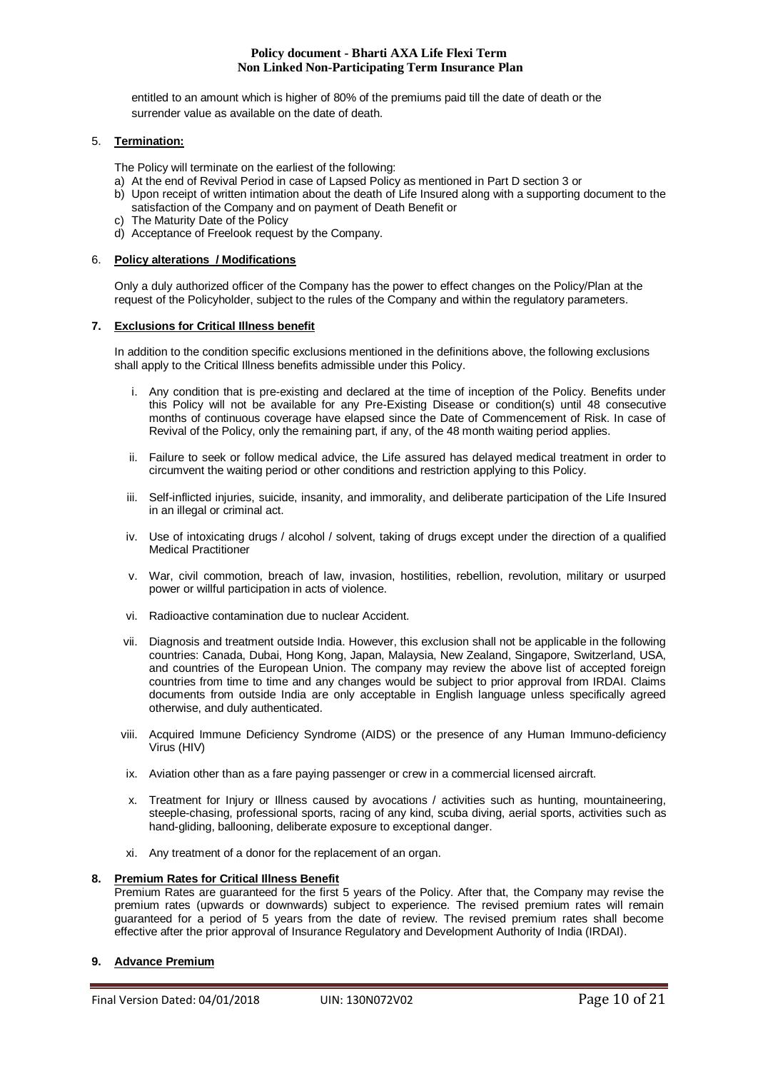entitled to an amount which is higher of 80% of the premiums paid till the date of death or the surrender value as available on the date of death.

5. **Termination:**

The Policy will terminate on the earliest of the following:

a) At the end of Revival Period in case of Lapsed Policy as mentioned in Part D section 3 or
b) Upon receipt of written intimation about the death of Life Insured along with a supporting document to the satisfaction of the Company and on payment of Death Benefit or
c) The Maturity Date of the Policy
d) Acceptance of Freelook request by the Company.

6. **Policy alterations / Modifications**

Only a duly authorized officer of the Company has the power to effect changes on the Policy/Plan at the request of the Policyholder, subject to the rules of the Company and within the regulatory parameters.

**7. Exclusions for Critical Illness benefit**

In addition to the condition specific exclusions mentioned in the definitions above, the following exclusions shall apply to the Critical Illness benefits admissible under this Policy.

i. Any condition that is pre-existing and declared at the time of inception of the Policy. Benefits under this Policy will not be available for any Pre-Existing Disease or condition(s) until 48 consecutive months of continuous coverage have elapsed since the Date of Commencement of Risk. In case of Revival of the Policy, only the remaining part, if any, of the 48 month waiting period applies.

ii. Failure to seek or follow medical advice, the Life assured has delayed medical treatment in order to circumvent the waiting period or other conditions and restriction applying to this Policy.

iii. Self-inflicted injuries, suicide, insanity, and immorality, and deliberate participation of the Life Insured in an illegal or criminal act.

iv. Use of intoxicating drugs / alcohol / solvent, taking of drugs except under the direction of a qualified Medical Practitioner

v. War, civil commotion, breach of law, invasion, hostilities, rebellion, revolution, military or usurped power or willful participation in acts of violence.

vi. Radioactive contamination due to nuclear Accident.

vii. Diagnosis and treatment outside India. However, this exclusion shall not be applicable in the following countries: Canada, Dubai, Hong Kong, Japan, Malaysia, New Zealand, Singapore, Switzerland, USA, and countries of the European Union. The company may review the above list of accepted foreign countries from time to time and any changes would be subject to prior approval from IRDAI. Claims documents from outside India are only acceptable in English language unless specifically agreed otherwise, and duly authenticated.

viii. Acquired Immune Deficiency Syndrome (AIDS) or the presence of any Human Immuno-deficiency Virus (HIV)

ix. Aviation other than as a fare paying passenger or crew in a commercial licensed aircraft.

x. Treatment for Injury or Illness caused by avocations / activities such as hunting, mountaineering, steeple-chasing, professional sports, racing of any kind, scuba diving, aerial sports, activities such as hand-gliding, ballooning, deliberate exposure to exceptional danger.

xi. Any treatment of a donor for the replacement of an organ.

**8. Premium Rates for Critical Illness Benefit**

Premium Rates are guaranteed for the first 5 years of the Policy. After that, the Company may revise the premium rates (upwards or downwards) subject to experience. The revised premium rates will remain guaranteed for a period of 5 years from the date of review. The revised premium rates shall become effective after the prior approval of Insurance Regulatory and Development Authority of India (IRDAI).

**9. Advance Premium**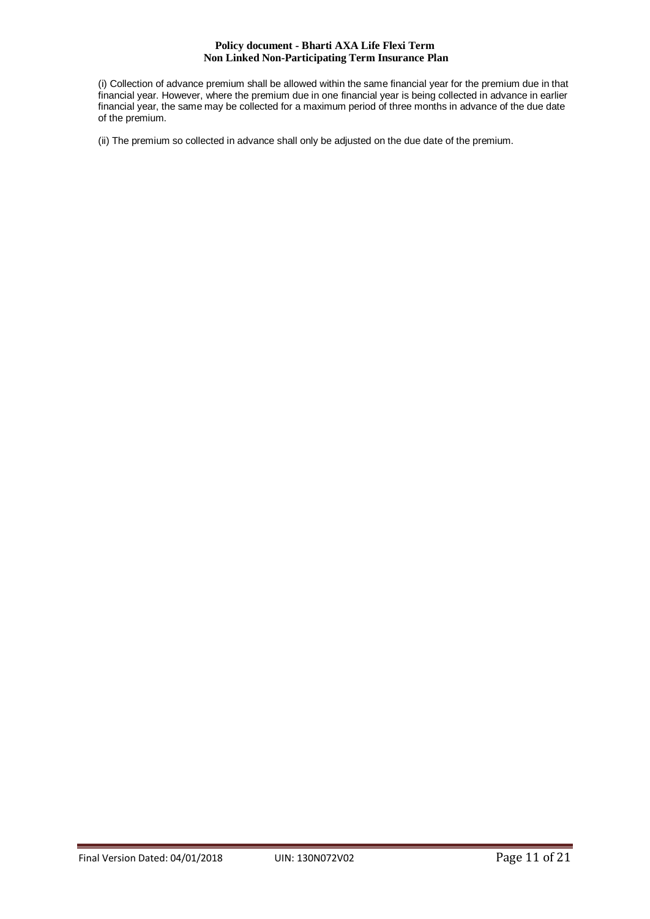(i) Collection of advance premium shall be allowed within the same financial year for the premium due in that financial year. However, where the premium due in one financial year is being collected in advance in earlier financial year, the same may be collected for a maximum period of three months in advance of the due date of the premium.

(ii) The premium so collected in advance shall only be adjusted on the due date of the premium.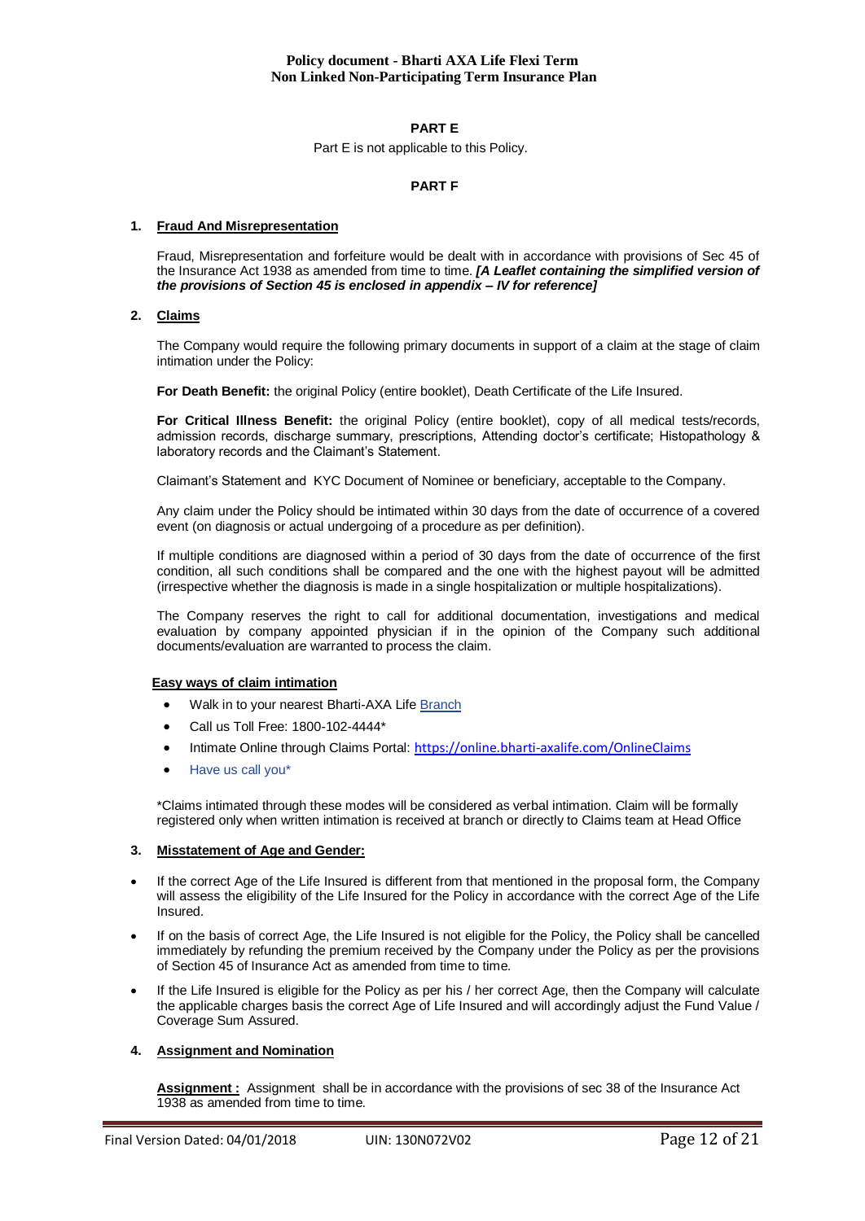## PART E

Part E is not applicable to this Policy.

## PART F

### 1. Fraud And Misrepresentation

Fraud, Misrepresentation and forfeiture would be dealt with in accordance with provisions of Sec 45 of the Insurance Act 1938 as amended from time to time. ***[A Leaflet containing the simplified version of the provisions of Section 45 is enclosed in appendix – IV for reference]***

### 2. Claims

The Company would require the following primary documents in support of a claim at the stage of claim intimation under the Policy:

**For Death Benefit:** the original Policy (entire booklet), Death Certificate of the Life Insured.

**For Critical Illness Benefit:** the original Policy (entire booklet), copy of all medical tests/records, admission records, discharge summary, prescriptions, Attending doctor's certificate; Histopathology & laboratory records and the Claimant's Statement.

Claimant's Statement and KYC Document of Nominee or beneficiary, acceptable to the Company.

Any claim under the Policy should be intimated within 30 days from the date of occurrence of a covered event (on diagnosis or actual undergoing of a procedure as per definition).

If multiple conditions are diagnosed within a period of 30 days from the date of occurrence of the first condition, all such conditions shall be compared and the one with the highest payout will be admitted (irrespective whether the diagnosis is made in a single hospitalization or multiple hospitalizations).

The Company reserves the right to call for additional documentation, investigations and medical evaluation by company appointed physician if in the opinion of the Company such additional documents/evaluation are warranted to process the claim.

**Easy ways of claim intimation**

- Walk in to your nearest Bharti-AXA Life Branch
- Call us Toll Free: 1800-102-4444*
- Intimate Online through Claims Portal: https://online.bharti-axalife.com/OnlineClaims
- Have us call you*

*Claims intimated through these modes will be considered as verbal intimation. Claim will be formally registered only when written intimation is received at branch or directly to Claims team at Head Office

### 3. Misstatement of Age and Gender:

- If the correct Age of the Life Insured is different from that mentioned in the proposal form, the Company will assess the eligibility of the Life Insured for the Policy in accordance with the correct Age of the Life Insured.
- If on the basis of correct Age, the Life Insured is not eligible for the Policy, the Policy shall be cancelled immediately by refunding the premium received by the Company under the Policy as per the provisions of Section 45 of Insurance Act as amended from time to time.
- If the Life Insured is eligible for the Policy as per his / her correct Age, then the Company will calculate the applicable charges basis the correct Age of Life Insured and will accordingly adjust the Fund Value / Coverage Sum Assured.

### 4. Assignment and Nomination

**Assignment :** Assignment shall be in accordance with the provisions of sec 38 of the Insurance Act 1938 as amended from time to time.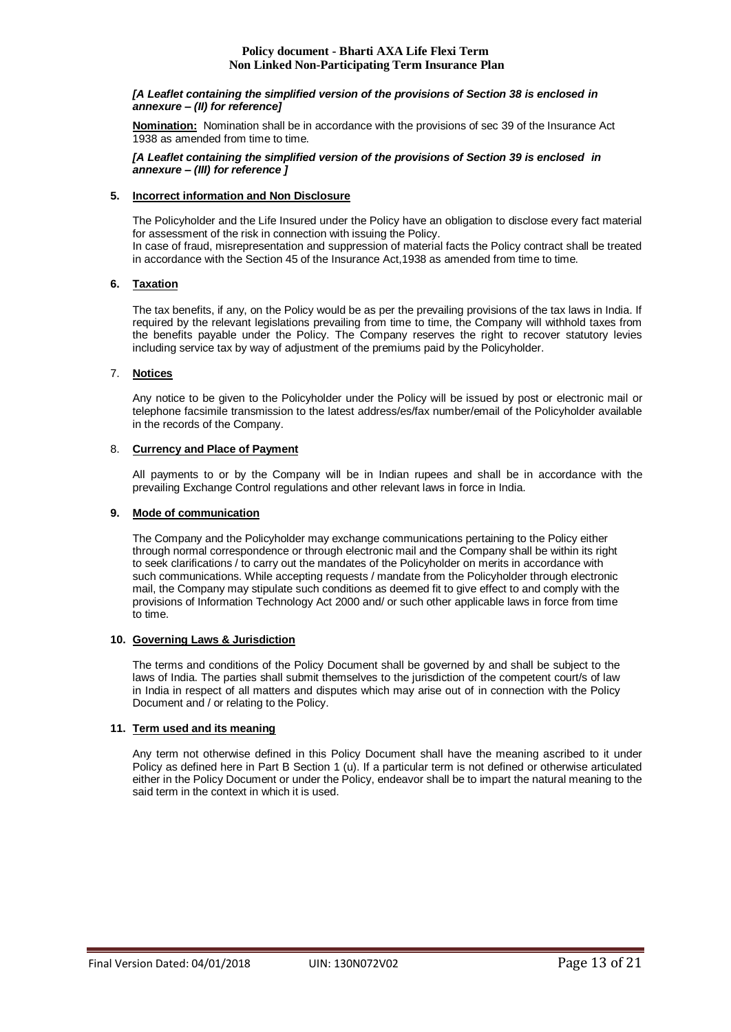***[A Leaflet containing the simplified version of the provisions of Section 38 is enclosed in annexure – (II) for reference]***

**Nomination:** Nomination shall be in accordance with the provisions of sec 39 of the Insurance Act 1938 as amended from time to time.

***[A Leaflet containing the simplified version of the provisions of Section 39 is enclosed in annexure – (III) for reference ]***

**5. Incorrect information and Non Disclosure**

The Policyholder and the Life Insured under the Policy have an obligation to disclose every fact material for assessment of the risk in connection with issuing the Policy.
In case of fraud, misrepresentation and suppression of material facts the Policy contract shall be treated in accordance with the Section 45 of the Insurance Act,1938 as amended from time to time.

**6. Taxation**

The tax benefits, if any, on the Policy would be as per the prevailing provisions of the tax laws in India. If required by the relevant legislations prevailing from time to time, the Company will withhold taxes from the benefits payable under the Policy. The Company reserves the right to recover statutory levies including service tax by way of adjustment of the premiums paid by the Policyholder.

7. **Notices**

Any notice to be given to the Policyholder under the Policy will be issued by post or electronic mail or telephone facsimile transmission to the latest address/es/fax number/email of the Policyholder available in the records of the Company.

8. **Currency and Place of Payment**

All payments to or by the Company will be in Indian rupees and shall be in accordance with the prevailing Exchange Control regulations and other relevant laws in force in India.

**9. Mode of communication**

The Company and the Policyholder may exchange communications pertaining to the Policy either through normal correspondence or through electronic mail and the Company shall be within its right to seek clarifications / to carry out the mandates of the Policyholder on merits in accordance with such communications. While accepting requests / mandate from the Policyholder through electronic mail, the Company may stipulate such conditions as deemed fit to give effect to and comply with the provisions of Information Technology Act 2000 and/ or such other applicable laws in force from time to time.

**10. Governing Laws & Jurisdiction**

The terms and conditions of the Policy Document shall be governed by and shall be subject to the laws of India. The parties shall submit themselves to the jurisdiction of the competent court/s of law in India in respect of all matters and disputes which may arise out of in connection with the Policy Document and / or relating to the Policy.

**11. Term used and its meaning**

Any term not otherwise defined in this Policy Document shall have the meaning ascribed to it under Policy as defined here in Part B Section 1 (u). If a particular term is not defined or otherwise articulated either in the Policy Document or under the Policy, endeavor shall be to impart the natural meaning to the said term in the context in which it is used.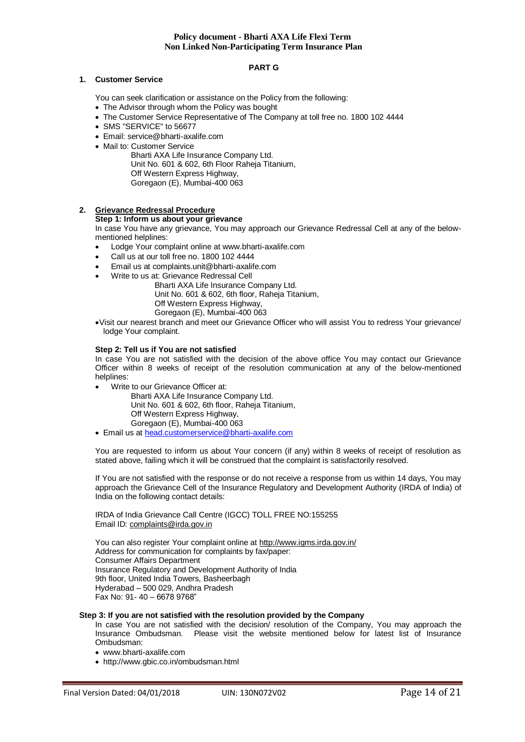## PART G

### 1. Customer Service

You can seek clarification or assistance on the Policy from the following:

- The Advisor through whom the Policy was bought
- The Customer Service Representative of The Company at toll free no. 1800 102 4444
- SMS "SERVICE" to 56677
- Email: service@bharti-axalife.com
- Mail to: Customer Service
  Bharti AXA Life Insurance Company Ltd.
  Unit No. 601 & 602, 6th Floor Raheja Titanium,
  Off Western Express Highway,
  Goregaon (E), Mumbai-400 063

### 2. Grievance Redressal Procedure

**Step 1: Inform us about your grievance**

In case You have any grievance, You may approach our Grievance Redressal Cell at any of the below-mentioned helplines:

- Lodge Your complaint online at www.bharti-axalife.com
- Call us at our toll free no. 1800 102 4444
- Email us at complaints.unit@bharti-axalife.com
- Write to us at: Grievance Redressal Cell
  Bharti AXA Life Insurance Company Ltd.
  Unit No. 601 & 602, 6th floor, Raheja Titanium,
  Off Western Express Highway,
  Goregaon (E), Mumbai-400 063
- Visit our nearest branch and meet our Grievance Officer who will assist You to redress Your grievance/ lodge Your complaint.

**Step 2: Tell us if You are not satisfied**

In case You are not satisfied with the decision of the above office You may contact our Grievance Officer within 8 weeks of receipt of the resolution communication at any of the below-mentioned helplines:

- Write to our Grievance Officer at:
  Bharti AXA Life Insurance Company Ltd.
  Unit No. 601 & 602, 6th floor, Raheja Titanium,
  Off Western Express Highway,
  Goregaon (E), Mumbai-400 063
- Email us at head.customerservice@bharti-axalife.com

You are requested to inform us about Your concern (if any) within 8 weeks of receipt of resolution as stated above, failing which it will be construed that the complaint is satisfactorily resolved.

If You are not satisfied with the response or do not receive a response from us within 14 days, You may approach the Grievance Cell of the Insurance Regulatory and Development Authority (IRDA of India) of India on the following contact details:

IRDA of India Grievance Call Centre (IGCC) TOLL FREE NO:155255
Email ID: complaints@irda.gov.in

You can also register Your complaint online at http://www.igms.irda.gov.in/
Address for communication for complaints by fax/paper:
Consumer Affairs Department
Insurance Regulatory and Development Authority of India
9th floor, United India Towers, Basheerbagh
Hyderabad – 500 029, Andhra Pradesh
Fax No: 91- 40 – 6678 9768"

**Step 3: If you are not satisfied with the resolution provided by the Company**

In case You are not satisfied with the decision/ resolution of the Company, You may approach the Insurance Ombudsman. Please visit the website mentioned below for latest list of Insurance Ombudsman:

- www.bharti-axalife.com
- http://www.gbic.co.in/ombudsman.html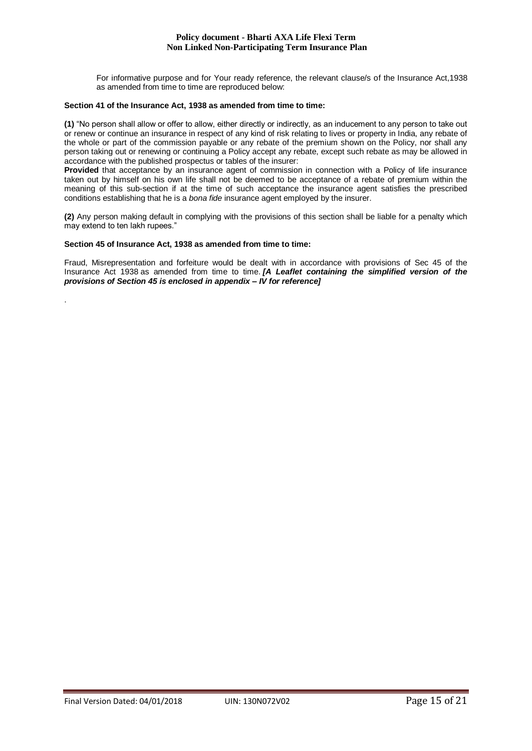For informative purpose and for Your ready reference, the relevant clause/s of the Insurance Act,1938 as amended from time to time are reproduced below:

**Section 41 of the Insurance Act, 1938 as amended from time to time:**

**(1)** "No person shall allow or offer to allow, either directly or indirectly, as an inducement to any person to take out or renew or continue an insurance in respect of any kind of risk relating to lives or property in India, any rebate of the whole or part of the commission payable or any rebate of the premium shown on the Policy, nor shall any person taking out or renewing or continuing a Policy accept any rebate, except such rebate as may be allowed in accordance with the published prospectus or tables of the insurer:

**Provided** that acceptance by an insurance agent of commission in connection with a Policy of life insurance taken out by himself on his own life shall not be deemed to be acceptance of a rebate of premium within the meaning of this sub-section if at the time of such acceptance the insurance agent satisfies the prescribed conditions establishing that he is a *bona fide* insurance agent employed by the insurer.

**(2)** Any person making default in complying with the provisions of this section shall be liable for a penalty which may extend to ten lakh rupees."

**Section 45 of Insurance Act, 1938 as amended from time to time:**

Fraud, Misrepresentation and forfeiture would be dealt with in accordance with provisions of Sec 45 of the Insurance Act 1938 as amended from time to time. ***[A Leaflet containing the simplified version of the provisions of Section 45 is enclosed in appendix – IV for reference]***

.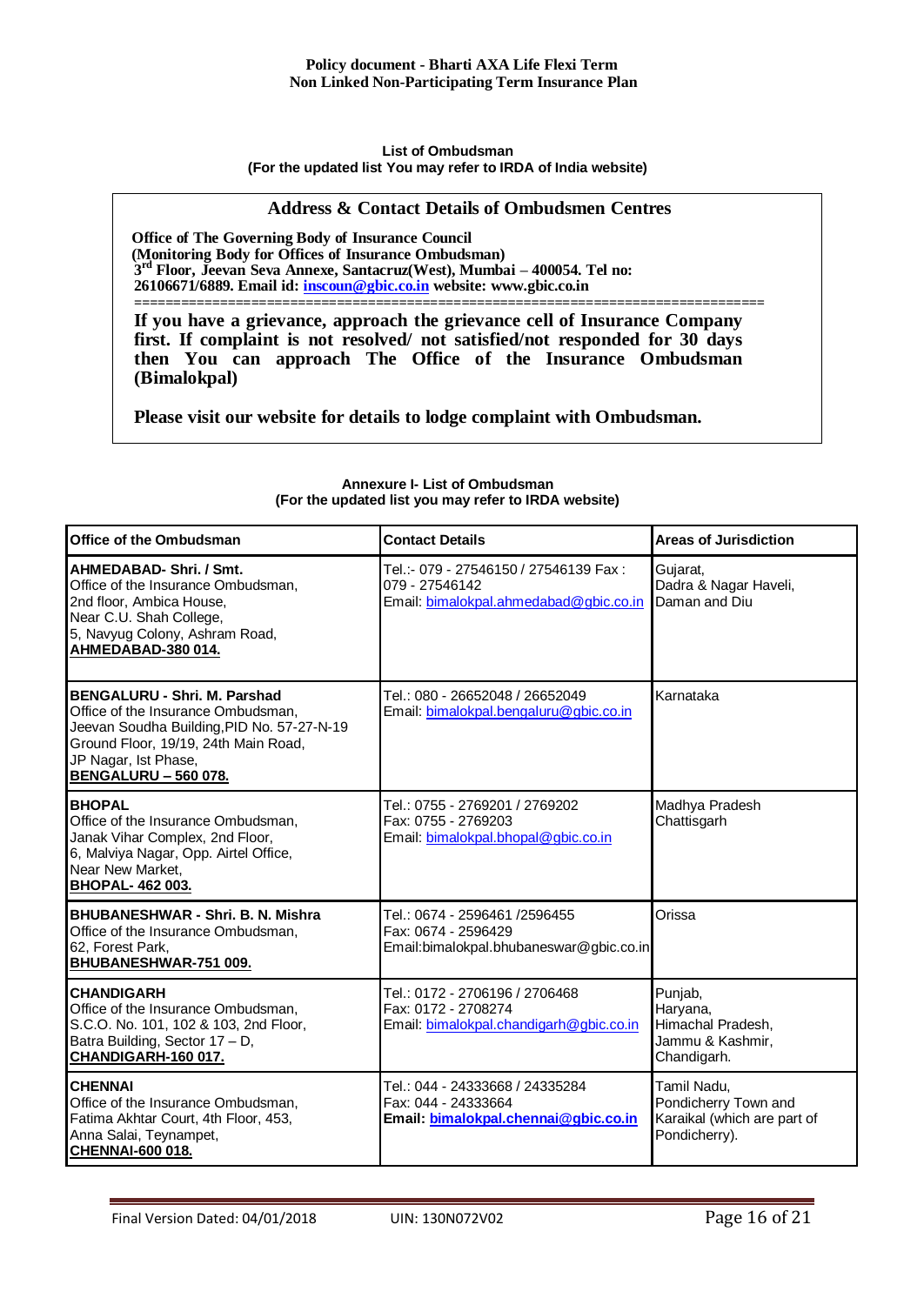**List of Ombudsman**
**(For the updated list You may refer to IRDA of India website)**

## Address & Contact Details of Ombudsmen Centres

**Office of The Governing Body of Insurance Council**
**(Monitoring Body for Offices of Insurance Ombudsman)**
**3rd Floor, Jeevan Seva Annexe, Santacruz(West), Mumbai – 400054. Tel no: 26106671/6889. Email id: inscoun@gbic.co.in website: www.gbic.co.in**

===============================================================================

**If you have a grievance, approach the grievance cell of Insurance Company first. If complaint is not resolved/ not satisfied/not responded for 30 days then You can approach The Office of the Insurance Ombudsman (Bimalokpal)**

**Please visit our website for details to lodge complaint with Ombudsman.**

**Annexure I- List of Ombudsman**
**(For the updated list you may refer to IRDA website)**

| **Office of the Ombudsman** | **Contact Details** | **Areas of Jurisdiction** |
|---|---|---|
| **AHMEDABAD- Shri. / Smt.**<br>Office of the Insurance Ombudsman,<br>2nd floor, Ambica House,<br>Near C.U. Shah College,<br>5, Navyug Colony, Ashram Road,<br>**AHMEDABAD-380 014.** | Tel.:- 079 - 27546150 / 27546139 Fax : 079 - 27546142<br>Email: bimalokpal.ahmedabad@gbic.co.in | Gujarat,<br>Dadra & Nagar Haveli,<br>Daman and Diu |
| **BENGALURU - Shri. M. Parshad**<br>Office of the Insurance Ombudsman,<br>Jeevan Soudha Building,PID No. 57-27-N-19<br>Ground Floor, 19/19, 24th Main Road,<br>JP Nagar, Ist Phase,<br>**BENGALURU – 560 078.** | Tel.: 080 - 26652048 / 26652049<br>Email: bimalokpal.bengaluru@gbic.co.in | Karnataka |
| **BHOPAL**<br>Office of the Insurance Ombudsman,<br>Janak Vihar Complex, 2nd Floor,<br>6, Malviya Nagar, Opp. Airtel Office,<br>Near New Market,<br>**BHOPAL- 462 003.** | Tel.: 0755 - 2769201 / 2769202<br>Fax: 0755 - 2769203<br>Email: bimalokpal.bhopal@gbic.co.in | Madhya Pradesh<br>Chattisgarh |
| **BHUBANESHWAR - Shri. B. N. Mishra**<br>Office of the Insurance Ombudsman,<br>62, Forest Park,<br>**BHUBANESHWAR-751 009.** | Tel.: 0674 - 2596461 /2596455<br>Fax: 0674 - 2596429<br>Email:bimalokpal.bhubaneswar@gbic.co.in | Orissa |
| **CHANDIGARH**<br>Office of the Insurance Ombudsman,<br>S.C.O. No. 101, 102 & 103, 2nd Floor,<br>Batra Building, Sector 17 – D,<br>**CHANDIGARH-160 017.** | Tel.: 0172 - 2706196 / 2706468<br>Fax: 0172 - 2708274<br>Email: bimalokpal.chandigarh@gbic.co.in | Punjab,<br>Haryana,<br>Himachal Pradesh,<br>Jammu & Kashmir,<br>Chandigarh. |
| **CHENNAI**<br>Office of the Insurance Ombudsman,<br>Fatima Akhtar Court, 4th Floor, 453,<br>Anna Salai, Teynampet,<br>**CHENNAI-600 018.** | Tel.: 044 - 24333668 / 24335284<br>Fax: 044 - 24333664<br>**Email: bimalokpal.chennai@gbic.co.in** | Tamil Nadu,<br>Pondicherry Town and<br>Karaikal (which are part of<br>Pondicherry). |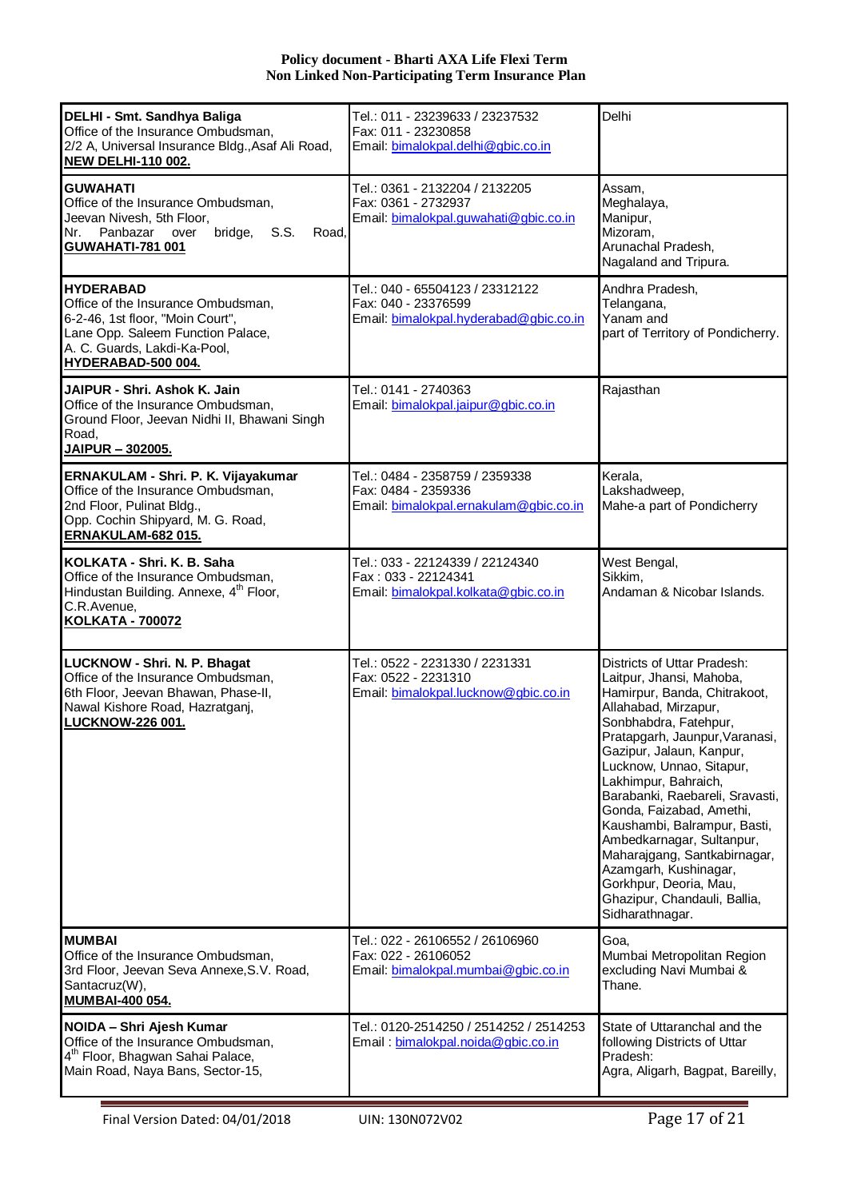| | | |
|---|---|---|
| **DELHI - Smt. Sandhya Baliga**<br>Office of the Insurance Ombudsman,<br>2/2 A, Universal Insurance Bldg.,Asaf Ali Road,<br>**NEW DELHI-110 002.** | Tel.: 011 - 23239633 / 23237532<br>Fax: 011 - 23230858<br>Email: bimalokpal.delhi@gbic.co.in | Delhi |
| **GUWAHATI**<br>Office of the Insurance Ombudsman,<br>Jeevan Nivesh, 5th Floor,<br>Nr. Panbazar over bridge, S.S. Road,<br>**GUWAHATI-781 001** | Tel.: 0361 - 2132204 / 2132205<br>Fax: 0361 - 2732937<br>Email: bimalokpal.guwahati@gbic.co.in | Assam,<br>Meghalaya,<br>Manipur,<br>Mizoram,<br>Arunachal Pradesh,<br>Nagaland and Tripura. |
| **HYDERABAD**<br>Office of the Insurance Ombudsman,<br>6-2-46, 1st floor, "Moin Court",<br>Lane Opp. Saleem Function Palace,<br>A. C. Guards, Lakdi-Ka-Pool,<br>**HYDERABAD-500 004.** | Tel.: 040 - 65504123 / 23312122<br>Fax: 040 - 23376599<br>Email: bimalokpal.hyderabad@gbic.co.in | Andhra Pradesh,<br>Telangana,<br>Yanam and<br>part of Territory of Pondicherry. |
| **JAIPUR - Shri. Ashok K. Jain**<br>Office of the Insurance Ombudsman,<br>Ground Floor, Jeevan Nidhi II, Bhawani Singh Road,<br>**JAIPUR – 302005.** | Tel.: 0141 - 2740363<br>Email: bimalokpal.jaipur@gbic.co.in | Rajasthan |
| **ERNAKULAM - Shri. P. K. Vijayakumar**<br>Office of the Insurance Ombudsman,<br>2nd Floor, Pulinat Bldg.,<br>Opp. Cochin Shipyard, M. G. Road,<br>**ERNAKULAM-682 015.** | Tel.: 0484 - 2358759 / 2359338<br>Fax: 0484 - 2359336<br>Email: bimalokpal.ernakulam@gbic.co.in | Kerala,<br>Lakshadweep,<br>Mahe-a part of Pondicherry |
| **KOLKATA - Shri. K. B. Saha**<br>Office of the Insurance Ombudsman,<br>Hindustan Building. Annexe, 4th Floor,<br>C.R.Avenue,<br>**KOLKATA - 700072** | Tel.: 033 - 22124339 / 22124340<br>Fax : 033 - 22124341<br>Email: bimalokpal.kolkata@gbic.co.in | West Bengal,<br>Sikkim,<br>Andaman & Nicobar Islands. |
| **LUCKNOW - Shri. N. P. Bhagat**<br>Office of the Insurance Ombudsman,<br>6th Floor, Jeevan Bhawan, Phase-II,<br>Nawal Kishore Road, Hazratganj,<br>**LUCKNOW-226 001.** | Tel.: 0522 - 2231330 / 2231331<br>Fax: 0522 - 2231310<br>Email: bimalokpal.lucknow@gbic.co.in | Districts of Uttar Pradesh:<br>Laitpur, Jhansi, Mahoba, Hamirpur, Banda, Chitrakoot, Allahabad, Mirzapur, Sonbhabdra, Fatehpur, Pratapgarh, Jaunpur,Varanasi, Gazipur, Jalaun, Kanpur, Lucknow, Unnao, Sitapur, Lakhimpur, Bahraich, Barabanki, Raebareli, Sravasti, Gonda, Faizabad, Amethi, Kaushambi, Balrampur, Basti, Ambedkarnagar, Sultanpur, Maharajgang, Santkabirnagar, Azamgarh, Kushinagar, Gorkhpur, Deoria, Mau, Ghazipur, Chandauli, Ballia, Sidharathnagar. |
| **MUMBAI**<br>Office of the Insurance Ombudsman,<br>3rd Floor, Jeevan Seva Annexe,S.V. Road,<br>Santacruz(W),<br>**MUMBAI-400 054.** | Tel.: 022 - 26106552 / 26106960<br>Fax: 022 - 26106052<br>Email: bimalokpal.mumbai@gbic.co.in | Goa,<br>Mumbai Metropolitan Region excluding Navi Mumbai & Thane. |
| **NOIDA – Shri Ajesh Kumar**<br>Office of the Insurance Ombudsman,<br>4th Floor, Bhagwan Sahai Palace,<br>Main Road, Naya Bans, Sector-15, | Tel.: 0120-2514250 / 2514252 / 2514253<br>Email : bimalokpal.noida@gbic.co.in | State of Uttaranchal and the following Districts of Uttar Pradesh:<br>Agra, Aligarh, Bagpat, Bareilly, |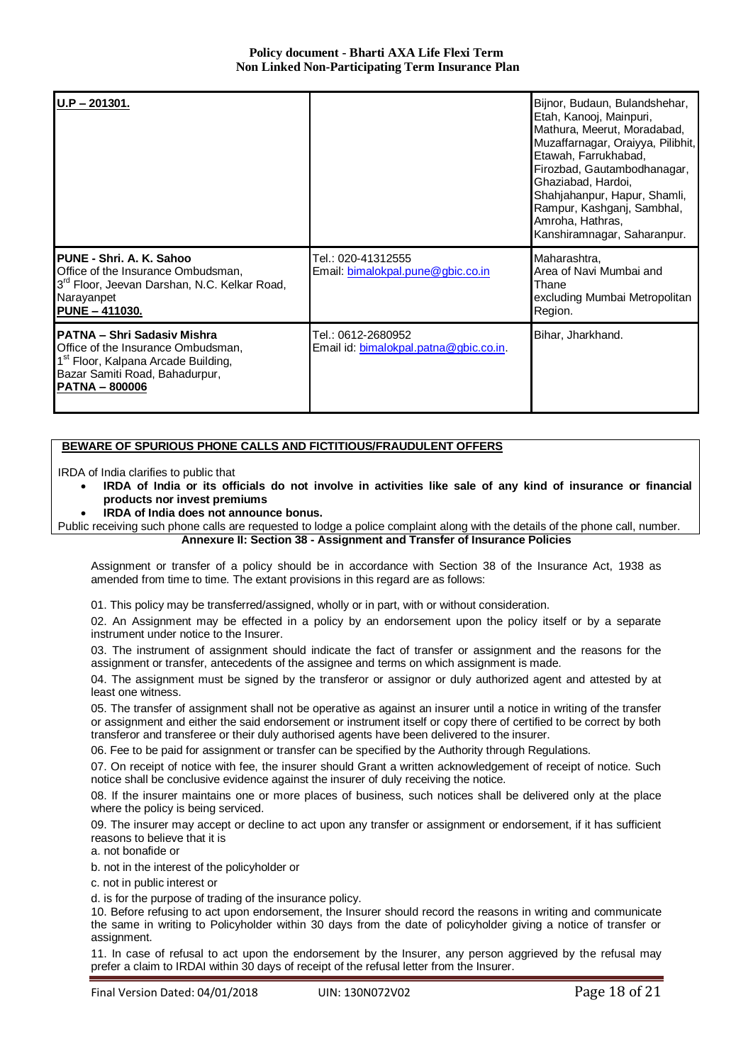| | | |
|---|---|---|
| **U.P – 201301.** | | Bijnor, Budaun, Bulandshehar, Etah, Kanooj, Mainpuri, Mathura, Meerut, Moradabad, Muzaffarnagar, Oraiyya, Pilibhit, Etawah, Farrukhabad, Firozbad, Gautambodhanagar, Ghaziabad, Hardoi, Shahjahanpur, Hapur, Shamli, Rampur, Kashganj, Sambhal, Amroha, Hathras, Kanshiramnagar, Saharanpur. |
| **PUNE - Shri. A. K. Sahoo**<br>Office of the Insurance Ombudsman,<br>3rd Floor, Jeevan Darshan, N.C. Kelkar Road,<br>Narayanpet<br>**PUNE – 411030.** | Tel.: 020-41312555<br>Email: bimalokpal.pune@gbic.co.in | Maharashtra,<br>Area of Navi Mumbai and Thane<br>excluding Mumbai Metropolitan Region. |
| **PATNA – Shri Sadasiv Mishra**<br>Office of the Insurance Ombudsman,<br>1st Floor, Kalpana Arcade Building,<br>Bazar Samiti Road, Bahadurpur,<br>**PATNA – 800006** | Tel.: 0612-2680952<br>Email id: bimalokpal.patna@gbic.co.in. | Bihar, Jharkhand. |

**BEWARE OF SPURIOUS PHONE CALLS AND FICTITIOUS/FRAUDULENT OFFERS**

IRDA of India clarifies to public that

- **IRDA of India or its officials do not involve in activities like sale of any kind of insurance or financial products nor invest premiums**
- **IRDA of India does not announce bonus.**

Public receiving such phone calls are requested to lodge a police complaint along with the details of the phone call, number.

## Annexure II: Section 38 - Assignment and Transfer of Insurance Policies

Assignment or transfer of a policy should be in accordance with Section 38 of the Insurance Act, 1938 as amended from time to time. The extant provisions in this regard are as follows:

01. This policy may be transferred/assigned, wholly or in part, with or without consideration.

02. An Assignment may be effected in a policy by an endorsement upon the policy itself or by a separate instrument under notice to the Insurer.

03. The instrument of assignment should indicate the fact of transfer or assignment and the reasons for the assignment or transfer, antecedents of the assignee and terms on which assignment is made.

04. The assignment must be signed by the transferor or assignor or duly authorized agent and attested by at least one witness.

05. The transfer of assignment shall not be operative as against an insurer until a notice in writing of the transfer or assignment and either the said endorsement or instrument itself or copy there of certified to be correct by both transferor and transferee or their duly authorised agents have been delivered to the insurer.

06. Fee to be paid for assignment or transfer can be specified by the Authority through Regulations.

07. On receipt of notice with fee, the insurer should Grant a written acknowledgement of receipt of notice. Such notice shall be conclusive evidence against the insurer of duly receiving the notice.

08. If the insurer maintains one or more places of business, such notices shall be delivered only at the place where the policy is being serviced.

09. The insurer may accept or decline to act upon any transfer or assignment or endorsement, if it has sufficient reasons to believe that it is

a. not bonafide or

b. not in the interest of the policyholder or

c. not in public interest or

d. is for the purpose of trading of the insurance policy.

10. Before refusing to act upon endorsement, the Insurer should record the reasons in writing and communicate the same in writing to Policyholder within 30 days from the date of policyholder giving a notice of transfer or assignment.

11. In case of refusal to act upon the endorsement by the Insurer, any person aggrieved by the refusal may prefer a claim to IRDAI within 30 days of receipt of the refusal letter from the Insurer.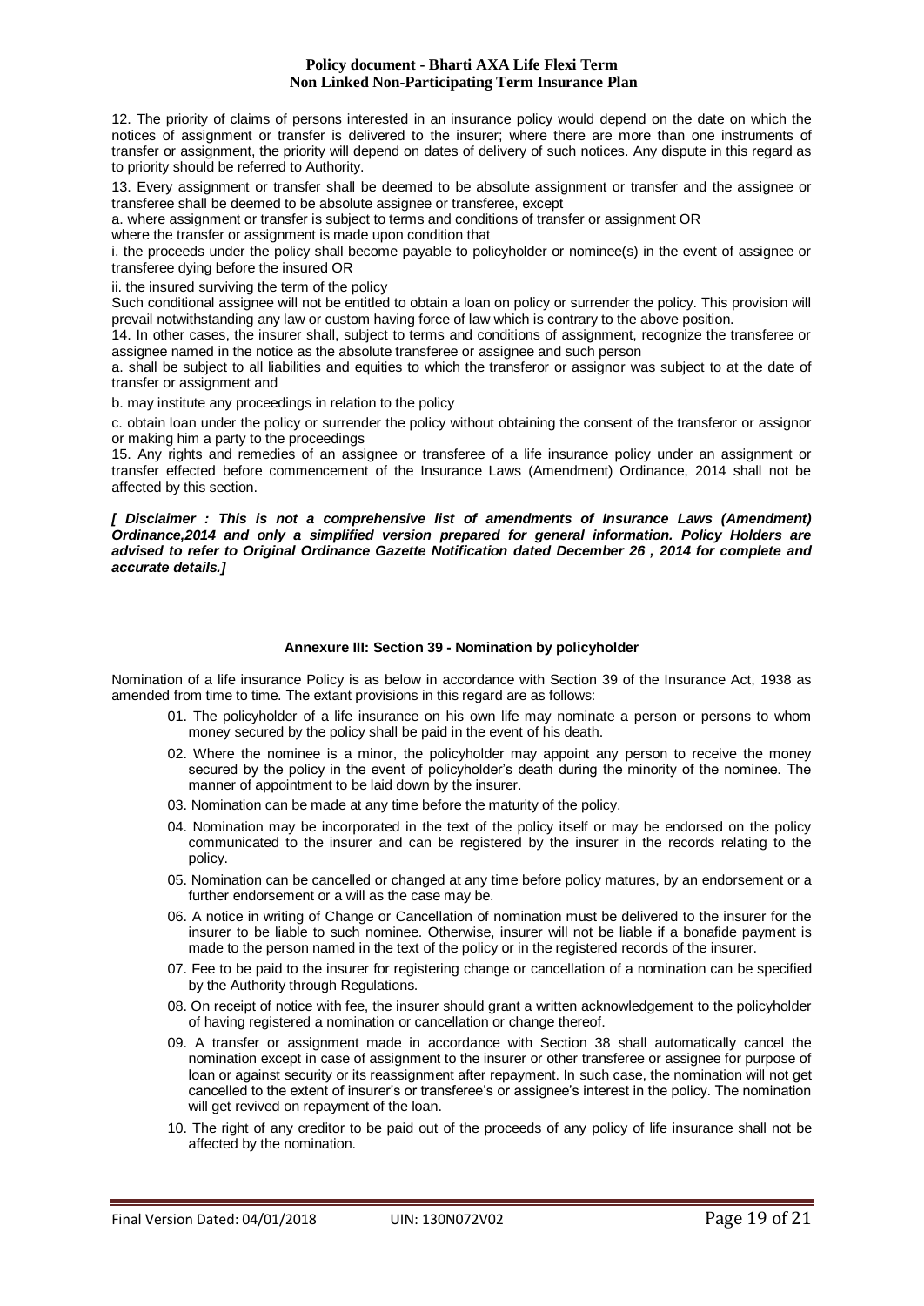12. The priority of claims of persons interested in an insurance policy would depend on the date on which the notices of assignment or transfer is delivered to the insurer; where there are more than one instruments of transfer or assignment, the priority will depend on dates of delivery of such notices. Any dispute in this regard as to priority should be referred to Authority.

13. Every assignment or transfer shall be deemed to be absolute assignment or transfer and the assignee or transferee shall be deemed to be absolute assignee or transferee, except

a. where assignment or transfer is subject to terms and conditions of transfer or assignment OR

where the transfer or assignment is made upon condition that

i. the proceeds under the policy shall become payable to policyholder or nominee(s) in the event of assignee or transferee dying before the insured OR

ii. the insured surviving the term of the policy

Such conditional assignee will not be entitled to obtain a loan on policy or surrender the policy. This provision will prevail notwithstanding any law or custom having force of law which is contrary to the above position.

14. In other cases, the insurer shall, subject to terms and conditions of assignment, recognize the transferee or assignee named in the notice as the absolute transferee or assignee and such person

a. shall be subject to all liabilities and equities to which the transferor or assignor was subject to at the date of transfer or assignment and

b. may institute any proceedings in relation to the policy

c. obtain loan under the policy or surrender the policy without obtaining the consent of the transferor or assignor or making him a party to the proceedings

15. Any rights and remedies of an assignee or transferee of a life insurance policy under an assignment or transfer effected before commencement of the Insurance Laws (Amendment) Ordinance, 2014 shall not be affected by this section.

***[ Disclaimer : This is not a comprehensive list of amendments of Insurance Laws (Amendment) Ordinance,2014 and only a simplified version prepared for general information. Policy Holders are advised to refer to Original Ordinance Gazette Notification dated December 26 , 2014 for complete and accurate details.]***

### Annexure III: Section 39 - Nomination by policyholder

Nomination of a life insurance Policy is as below in accordance with Section 39 of the Insurance Act, 1938 as amended from time to time. The extant provisions in this regard are as follows:

01. The policyholder of a life insurance on his own life may nominate a person or persons to whom money secured by the policy shall be paid in the event of his death.

02. Where the nominee is a minor, the policyholder may appoint any person to receive the money secured by the policy in the event of policyholder's death during the minority of the nominee. The manner of appointment to be laid down by the insurer.

03. Nomination can be made at any time before the maturity of the policy.

04. Nomination may be incorporated in the text of the policy itself or may be endorsed on the policy communicated to the insurer and can be registered by the insurer in the records relating to the policy.

05. Nomination can be cancelled or changed at any time before policy matures, by an endorsement or a further endorsement or a will as the case may be.

06. A notice in writing of Change or Cancellation of nomination must be delivered to the insurer for the insurer to be liable to such nominee. Otherwise, insurer will not be liable if a bonafide payment is made to the person named in the text of the policy or in the registered records of the insurer.

07. Fee to be paid to the insurer for registering change or cancellation of a nomination can be specified by the Authority through Regulations.

08. On receipt of notice with fee, the insurer should grant a written acknowledgement to the policyholder of having registered a nomination or cancellation or change thereof.

09. A transfer or assignment made in accordance with Section 38 shall automatically cancel the nomination except in case of assignment to the insurer or other transferee or assignee for purpose of loan or against security or its reassignment after repayment. In such case, the nomination will not get cancelled to the extent of insurer's or transferee's or assignee's interest in the policy. The nomination will get revived on repayment of the loan.

10. The right of any creditor to be paid out of the proceeds of any policy of life insurance shall not be affected by the nomination.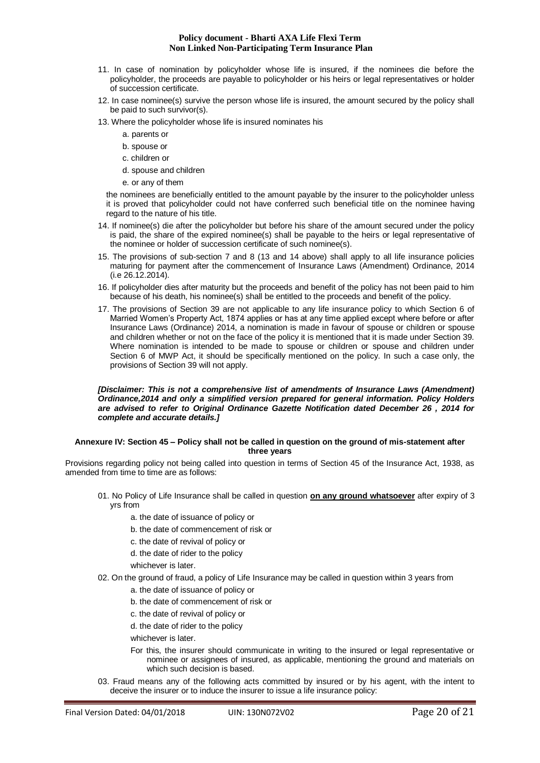11. In case of nomination by policyholder whose life is insured, if the nominees die before the policyholder, the proceeds are payable to policyholder or his heirs or legal representatives or holder of succession certificate.
12. In case nominee(s) survive the person whose life is insured, the amount secured by the policy shall be paid to such survivor(s).
13. Where the policyholder whose life is insured nominates his
    - a. parents or
    - b. spouse or
    - c. children or
    - d. spouse and children
    - e. or any of them

    the nominees are beneficially entitled to the amount payable by the insurer to the policyholder unless it is proved that policyholder could not have conferred such beneficial title on the nominee having regard to the nature of his title.
14. If nominee(s) die after the policyholder but before his share of the amount secured under the policy is paid, the share of the expired nominee(s) shall be payable to the heirs or legal representative of the nominee or holder of succession certificate of such nominee(s).
15. The provisions of sub-section 7 and 8 (13 and 14 above) shall apply to all life insurance policies maturing for payment after the commencement of Insurance Laws (Amendment) Ordinance, 2014 (i.e 26.12.2014).
16. If policyholder dies after maturity but the proceeds and benefit of the policy has not been paid to him because of his death, his nominee(s) shall be entitled to the proceeds and benefit of the policy.
17. The provisions of Section 39 are not applicable to any life insurance policy to which Section 6 of Married Women's Property Act, 1874 applies or has at any time applied except where before or after Insurance Laws (Ordinance) 2014, a nomination is made in favour of spouse or children or spouse and children whether or not on the face of the policy it is mentioned that it is made under Section 39. Where nomination is intended to be made to spouse or children or spouse and children under Section 6 of MWP Act, it should be specifically mentioned on the policy. In such a case only, the provisions of Section 39 will not apply.

***[Disclaimer: This is not a comprehensive list of amendments of Insurance Laws (Amendment) Ordinance,2014 and only a simplified version prepared for general information. Policy Holders are advised to refer to Original Ordinance Gazette Notification dated December 26 , 2014 for complete and accurate details.]***

## Annexure IV: Section 45 – Policy shall not be called in question on the ground of mis-statement after three years

Provisions regarding policy not being called into question in terms of Section 45 of the Insurance Act, 1938, as amended from time to time are as follows:

01. No Policy of Life Insurance shall be called in question **on any ground whatsoever** after expiry of 3 yrs from
    - a. the date of issuance of policy or
    - b. the date of commencement of risk or
    - c. the date of revival of policy or
    - d. the date of rider to the policy

    whichever is later.
02. On the ground of fraud, a policy of Life Insurance may be called in question within 3 years from
    - a. the date of issuance of policy or
    - b. the date of commencement of risk or
    - c. the date of revival of policy or
    - d. the date of rider to the policy

    whichever is later.

    For this, the insurer should communicate in writing to the insured or legal representative or nominee or assignees of insured, as applicable, mentioning the ground and materials on which such decision is based.
03. Fraud means any of the following acts committed by insured or by his agent, with the intent to deceive the insurer or to induce the insurer to issue a life insurance policy: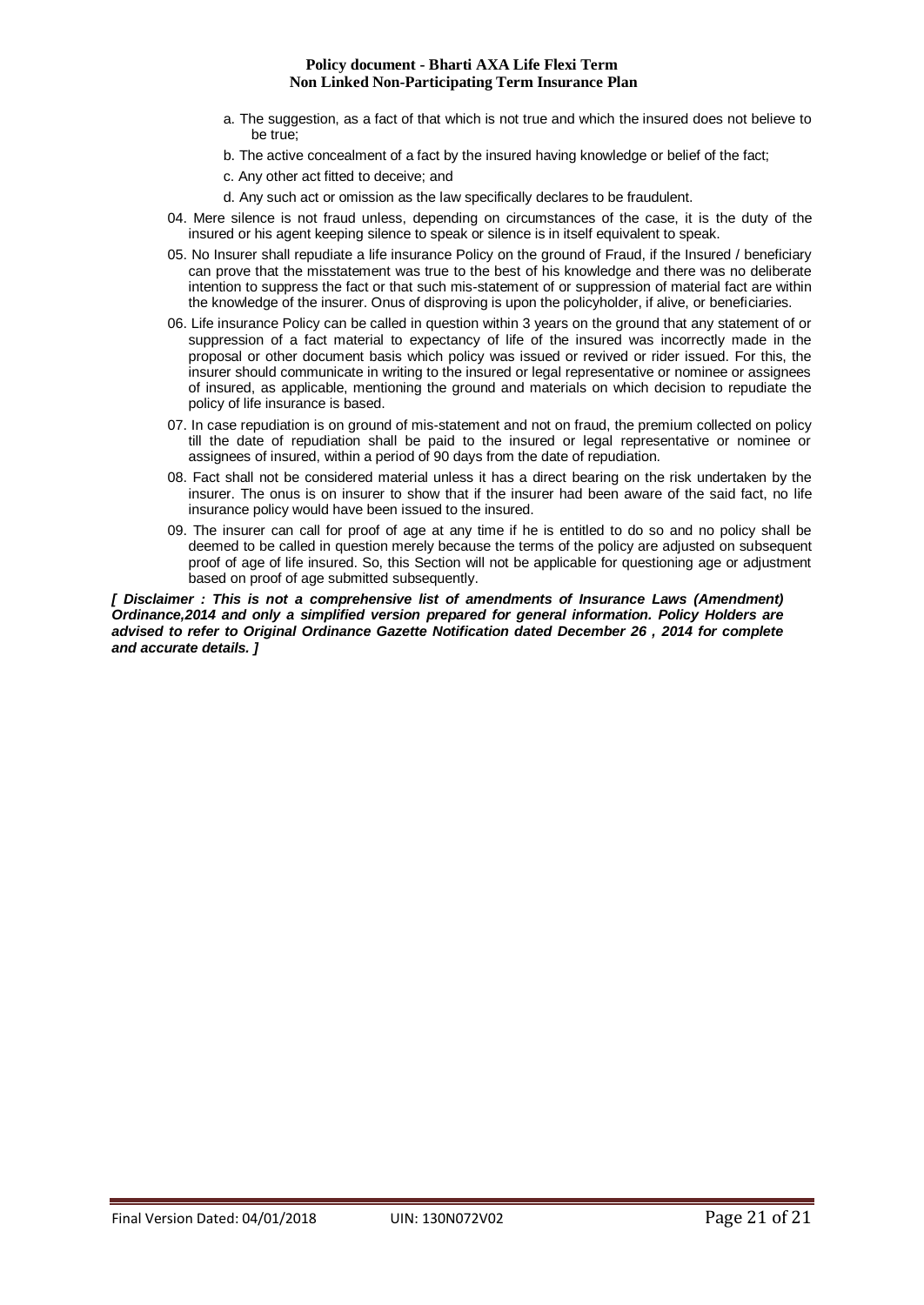a. The suggestion, as a fact of that which is not true and which the insured does not believe to be true;

b. The active concealment of a fact by the insured having knowledge or belief of the fact;

c. Any other act fitted to deceive; and

d. Any such act or omission as the law specifically declares to be fraudulent.

04. Mere silence is not fraud unless, depending on circumstances of the case, it is the duty of the insured or his agent keeping silence to speak or silence is in itself equivalent to speak.

05. No Insurer shall repudiate a life insurance Policy on the ground of Fraud, if the Insured / beneficiary can prove that the misstatement was true to the best of his knowledge and there was no deliberate intention to suppress the fact or that such mis-statement of or suppression of material fact are within the knowledge of the insurer. Onus of disproving is upon the policyholder, if alive, or beneficiaries.

06. Life insurance Policy can be called in question within 3 years on the ground that any statement of or suppression of a fact material to expectancy of life of the insured was incorrectly made in the proposal or other document basis which policy was issued or revived or rider issued. For this, the insurer should communicate in writing to the insured or legal representative or nominee or assignees of insured, as applicable, mentioning the ground and materials on which decision to repudiate the policy of life insurance is based.

07. In case repudiation is on ground of mis-statement and not on fraud, the premium collected on policy till the date of repudiation shall be paid to the insured or legal representative or nominee or assignees of insured, within a period of 90 days from the date of repudiation.

08. Fact shall not be considered material unless it has a direct bearing on the risk undertaken by the insurer. The onus is on insurer to show that if the insurer had been aware of the said fact, no life insurance policy would have been issued to the insured.

09. The insurer can call for proof of age at any time if he is entitled to do so and no policy shall be deemed to be called in question merely because the terms of the policy are adjusted on subsequent proof of age of life insured. So, this Section will not be applicable for questioning age or adjustment based on proof of age submitted subsequently.

***[ Disclaimer : This is not a comprehensive list of amendments of Insurance Laws (Amendment) Ordinance,2014 and only a simplified version prepared for general information. Policy Holders are advised to refer to Original Ordinance Gazette Notification dated December 26 , 2014 for complete and accurate details. ]***